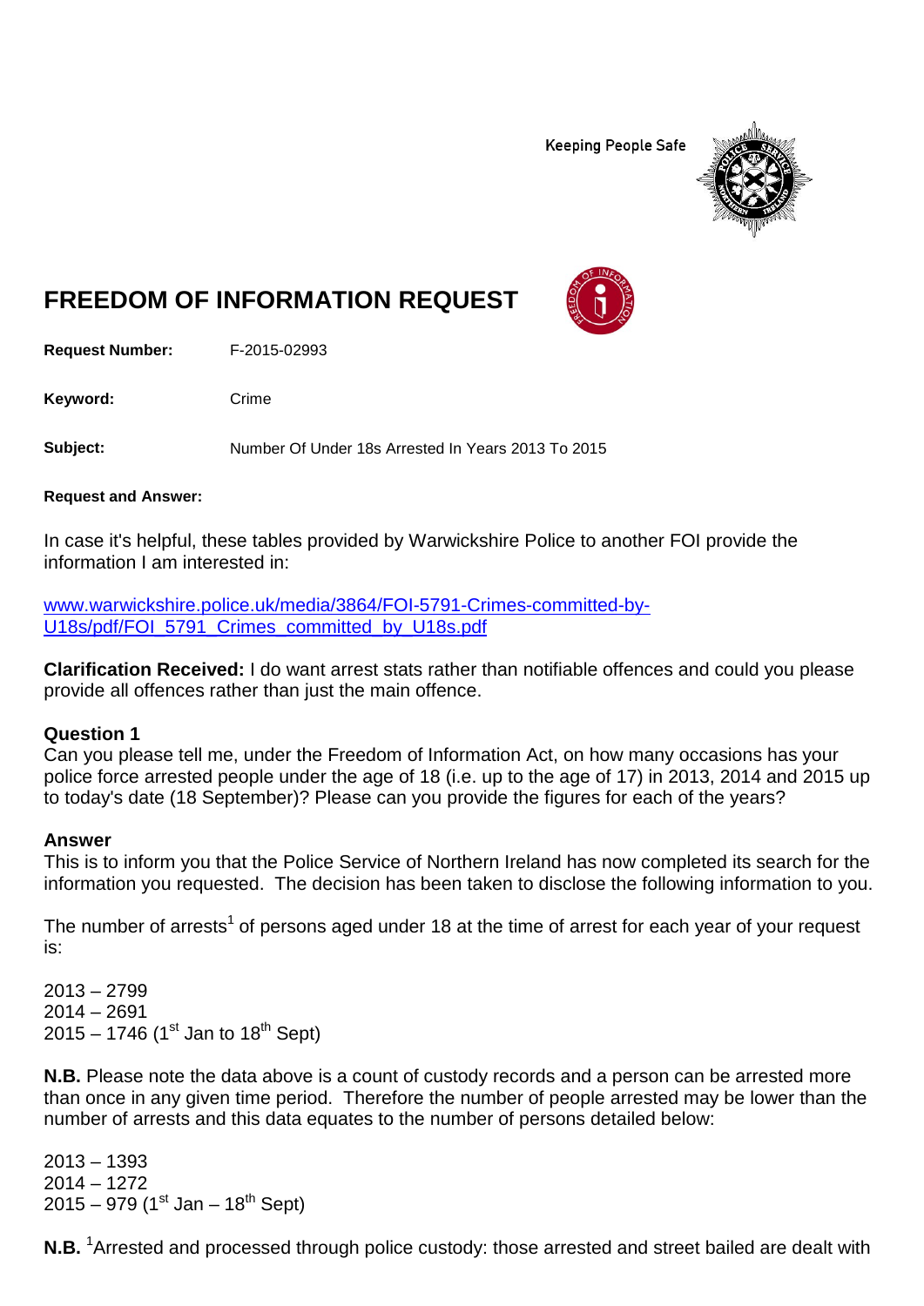Keeping People Safe

# FREEDOM OF INFORMATION REQUEST

**Request Number:** F-2015-02993

**Keyword:** Crime

**Subject:** Number Of Under 18s Arrested In Years 2013 To 2015

**Request and Answer:**

In case it's helpful, these tables provided by Warwickshire Police to another FOI provide the information I am interested in:

[www.warwickshire.police.uk/media/3864/FOI-5791-Crimes-committed-by-U18s/pdf/FOI_5791_Crimes_committed_by_U18s.pdf](www.warwickshire.police.uk/media/3864/FOI-5791-Crimes-committed-by-U18s/pdf/FOI_5791_Crimes_committed_by_U18s.pdf)

**Clarification Received:** I do want arrest stats rather than notifiable offences and could you please provide all offences rather than just the main offence.

**Question 1**
Can you please tell me, under the Freedom of Information Act, on how many occasions has your police force arrested people under the age of 18 (i.e. up to the age of 17) in 2013, 2014 and 2015 up to today's date (18 September)? Please can you provide the figures for each of the years?

**Answer**
This is to inform you that the Police Service of Northern Ireland has now completed its search for the information you requested. The decision has been taken to disclose the following information to you.

The number of arrests[1] of persons aged under 18 at the time of arrest for each year of your request is:

2013 – 2799
2014 – 2691
2015 – 1746 (1st Jan to 18th Sept)

**N.B.** Please note the data above is a count of custody records and a person can be arrested more than once in any given time period. Therefore the number of people arrested may be lower than the number of arrests and this data equates to the number of persons detailed below:

2013 – 1393
2014 – 1272
2015 – 979 (1st Jan – 18th Sept)

**N.B.** [1]Arrested and processed through police custody: those arrested and street bailed are dealt with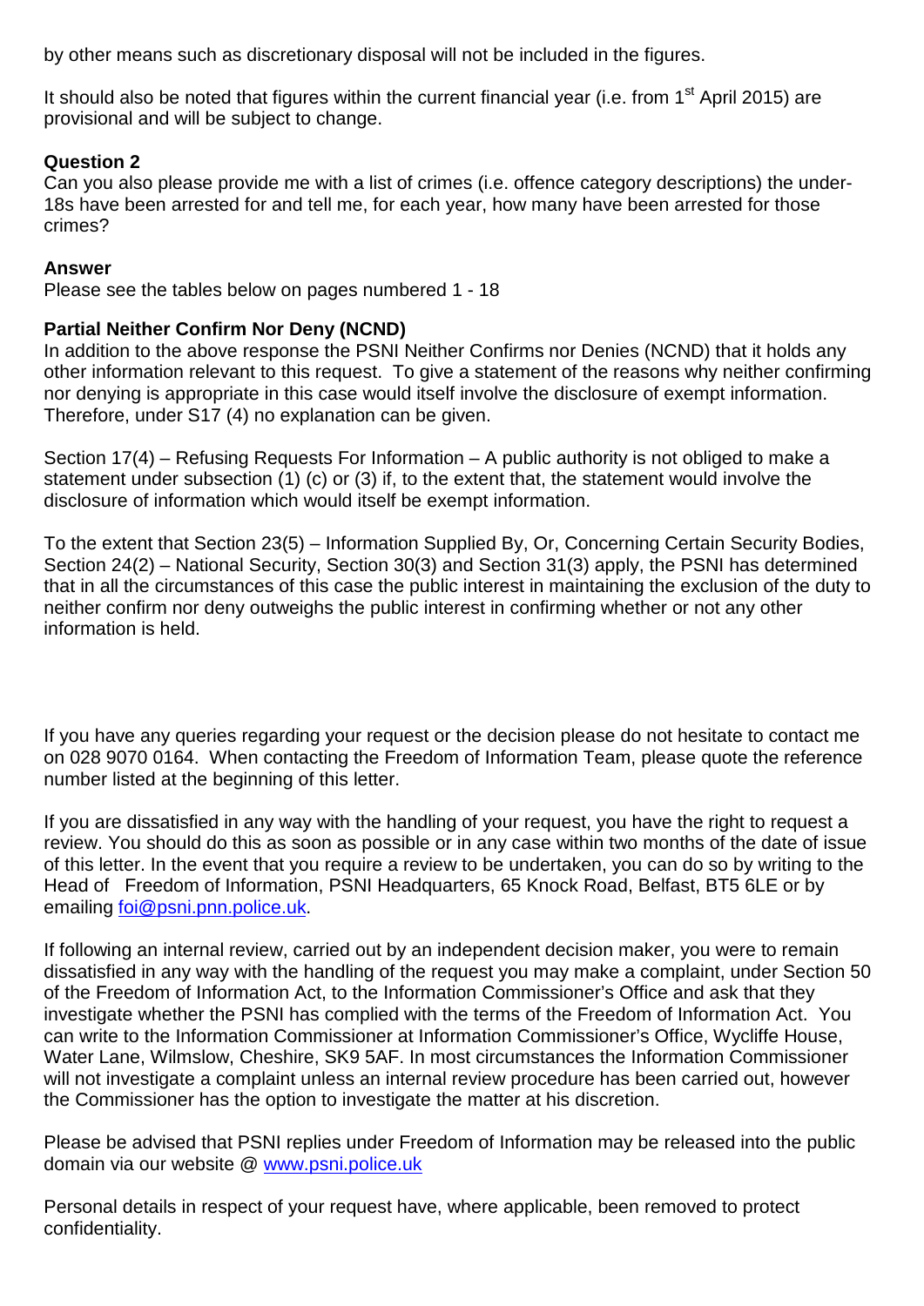by other means such as discretionary disposal will not be included in the figures.

It should also be noted that figures within the current financial year (i.e. from 1st April 2015) are provisional and will be subject to change.

**Question 2**
Can you also please provide me with a list of crimes (i.e. offence category descriptions) the under-18s have been arrested for and tell me, for each year, how many have been arrested for those crimes?

**Answer**
Please see the tables below on pages numbered 1 - 18

**Partial Neither Confirm Nor Deny (NCND)**
In addition to the above response the PSNI Neither Confirms nor Denies (NCND) that it holds any other information relevant to this request. To give a statement of the reasons why neither confirming nor denying is appropriate in this case would itself involve the disclosure of exempt information. Therefore, under S17 (4) no explanation can be given.

Section 17(4) – Refusing Requests For Information – A public authority is not obliged to make a statement under subsection (1) (c) or (3) if, to the extent that, the statement would involve the disclosure of information which would itself be exempt information.

To the extent that Section 23(5) – Information Supplied By, Or, Concerning Certain Security Bodies, Section 24(2) – National Security, Section 30(3) and Section 31(3) apply, the PSNI has determined that in all the circumstances of this case the public interest in maintaining the exclusion of the duty to neither confirm nor deny outweighs the public interest in confirming whether or not any other information is held.

If you have any queries regarding your request or the decision please do not hesitate to contact me on 028 9070 0164. When contacting the Freedom of Information Team, please quote the reference number listed at the beginning of this letter.

If you are dissatisfied in any way with the handling of your request, you have the right to request a review. You should do this as soon as possible or in any case within two months of the date of issue of this letter. In the event that you require a review to be undertaken, you can do so by writing to the Head of Freedom of Information, PSNI Headquarters, 65 Knock Road, Belfast, BT5 6LE or by emailing foi@psni.pnn.police.uk.

If following an internal review, carried out by an independent decision maker, you were to remain dissatisfied in any way with the handling of the request you may make a complaint, under Section 50 of the Freedom of Information Act, to the Information Commissioner's Office and ask that they investigate whether the PSNI has complied with the terms of the Freedom of Information Act. You can write to the Information Commissioner at Information Commissioner's Office, Wycliffe House, Water Lane, Wilmslow, Cheshire, SK9 5AF. In most circumstances the Information Commissioner will not investigate a complaint unless an internal review procedure has been carried out, however the Commissioner has the option to investigate the matter at his discretion.

Please be advised that PSNI replies under Freedom of Information may be released into the public domain via our website @ www.psni.police.uk

Personal details in respect of your request have, where applicable, been removed to protect confidentiality.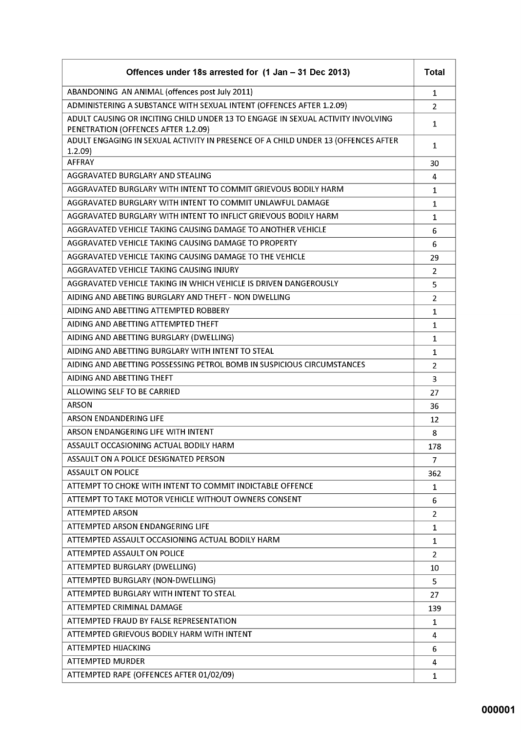| Offences under 18s arrested for (1 Jan – 31 Dec 2013) | Total |
| --- | --- |
| ABANDONING AN ANIMAL (offences post July 2011) | 1 |
| ADMINISTERING A SUBSTANCE WITH SEXUAL INTENT (OFFENCES AFTER 1.2.09) | 2 |
| ADULT CAUSING OR INCITING CHILD UNDER 13 TO ENGAGE IN SEXUAL ACTIVITY INVOLVING PENETRATION (OFFENCES AFTER 1.2.09) | 1 |
| ADULT ENGAGING IN SEXUAL ACTIVITY IN PRESENCE OF A CHILD UNDER 13 (OFFENCES AFTER 1.2.09) | 1 |
| AFFRAY | 30 |
| AGGRAVATED BURGLARY AND STEALING | 4 |
| AGGRAVATED BURGLARY WITH INTENT TO COMMIT GRIEVOUS BODILY HARM | 1 |
| AGGRAVATED BURGLARY WITH INTENT TO COMMIT UNLAWFUL DAMAGE | 1 |
| AGGRAVATED BURGLARY WITH INTENT TO INFLICT GRIEVOUS BODILY HARM | 1 |
| AGGRAVATED VEHICLE TAKING CAUSING DAMAGE TO ANOTHER VEHICLE | 6 |
| AGGRAVATED VEHICLE TAKING CAUSING DAMAGE TO PROPERTY | 6 |
| AGGRAVATED VEHICLE TAKING CAUSING DAMAGE TO THE VEHICLE | 29 |
| AGGRAVATED VEHICLE TAKING CAUSING INJURY | 2 |
| AGGRAVATED VEHICLE TAKING IN WHICH VEHICLE IS DRIVEN DANGEROUSLY | 5 |
| AIDING AND ABETING BURGLARY AND THEFT - NON DWELLING | 2 |
| AIDING AND ABETTING ATTEMPTED ROBBERY | 1 |
| AIDING AND ABETTING ATTEMPTED THEFT | 1 |
| AIDING AND ABETTING BURGLARY (DWELLING) | 1 |
| AIDING AND ABETTING BURGLARY WITH INTENT TO STEAL | 1 |
| AIDING AND ABETTING POSSESSING PETROL BOMB IN SUSPICIOUS CIRCUMSTANCES | 2 |
| AIDING AND ABETTING THEFT | 3 |
| ALLOWING SELF TO BE CARRIED | 27 |
| ARSON | 36 |
| ARSON ENDANDERING LIFE | 12 |
| ARSON ENDANGERING LIFE WITH INTENT | 8 |
| ASSAULT OCCASIONING ACTUAL BODILY HARM | 178 |
| ASSAULT ON A POLICE DESIGNATED PERSON | 7 |
| ASSAULT ON POLICE | 362 |
| ATTEMPT TO CHOKE WITH INTENT TO COMMIT INDICTABLE OFFENCE | 1 |
| ATTEMPT TO TAKE MOTOR VEHICLE WITHOUT OWNERS CONSENT | 6 |
| ATTEMPTED ARSON | 2 |
| ATTEMPTED ARSON ENDANGERING LIFE | 1 |
| ATTEMPTED ASSAULT OCCASIONING ACTUAL BODILY HARM | 1 |
| ATTEMPTED ASSAULT ON POLICE | 2 |
| ATTEMPTED BURGLARY (DWELLING) | 10 |
| ATTEMPTED BURGLARY (NON-DWELLING) | 5 |
| ATTEMPTED BURGLARY WITH INTENT TO STEAL | 27 |
| ATTEMPTED CRIMINAL DAMAGE | 139 |
| ATTEMPTED FRAUD BY FALSE REPRESENTATION | 1 |
| ATTEMPTED GRIEVOUS BODILY HARM WITH INTENT | 4 |
| ATTEMPTED HIJACKING | 6 |
| ATTEMPTED MURDER | 4 |
| ATTEMPTED RAPE (OFFENCES AFTER 01/02/09) | 1 |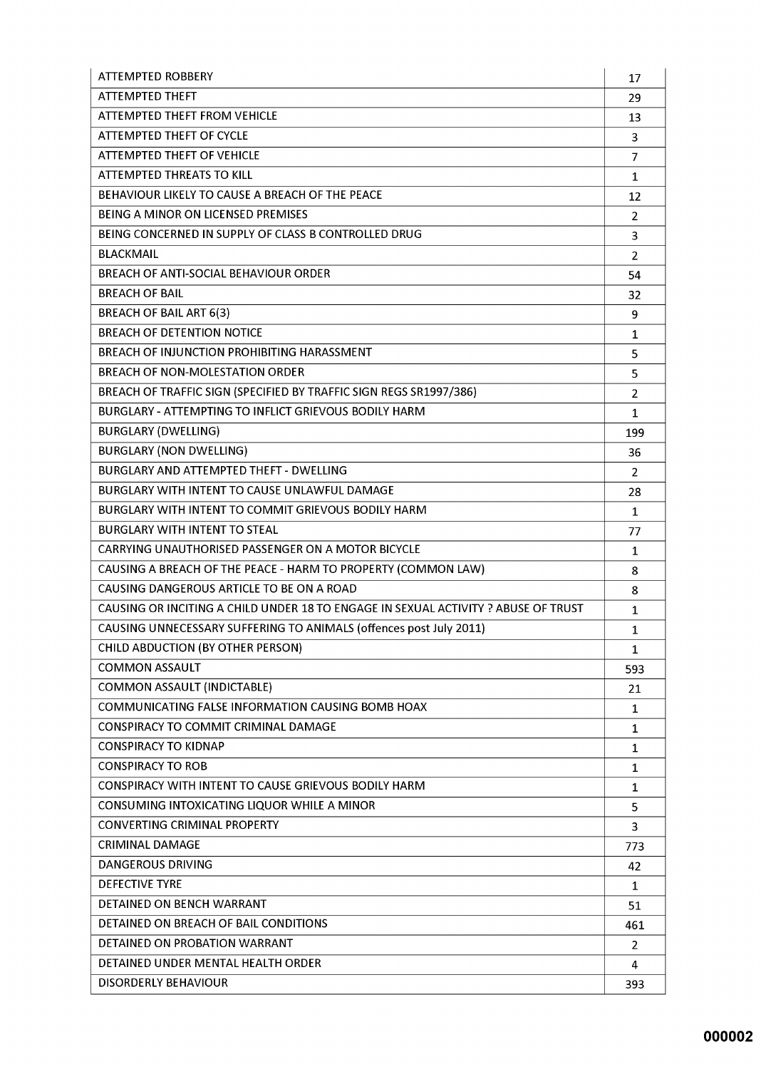| | |
|---|---|
| ATTEMPTED ROBBERY | 17 |
| ATTEMPTED THEFT | 29 |
| ATTEMPTED THEFT FROM VEHICLE | 13 |
| ATTEMPTED THEFT OF CYCLE | 3 |
| ATTEMPTED THEFT OF VEHICLE | 7 |
| ATTEMPTED THREATS TO KILL | 1 |
| BEHAVIOUR LIKELY TO CAUSE A BREACH OF THE PEACE | 12 |
| BEING A MINOR ON LICENSED PREMISES | 2 |
| BEING CONCERNED IN SUPPLY OF CLASS B CONTROLLED DRUG | 3 |
| BLACKMAIL | 2 |
| BREACH OF ANTI-SOCIAL BEHAVIOUR ORDER | 54 |
| BREACH OF BAIL | 32 |
| BREACH OF BAIL ART 6(3) | 9 |
| BREACH OF DETENTION NOTICE | 1 |
| BREACH OF INJUNCTION PROHIBITING HARASSMENT | 5 |
| BREACH OF NON-MOLESTATION ORDER | 5 |
| BREACH OF TRAFFIC SIGN (SPECIFIED BY TRAFFIC SIGN REGS SR1997/386) | 2 |
| BURGLARY - ATTEMPTING TO INFLICT GRIEVOUS BODILY HARM | 1 |
| BURGLARY (DWELLING) | 199 |
| BURGLARY (NON DWELLING) | 36 |
| BURGLARY AND ATTEMPTED THEFT - DWELLING | 2 |
| BURGLARY WITH INTENT TO CAUSE UNLAWFUL DAMAGE | 28 |
| BURGLARY WITH INTENT TO COMMIT GRIEVOUS BODILY HARM | 1 |
| BURGLARY WITH INTENT TO STEAL | 77 |
| CARRYING UNAUTHORISED PASSENGER ON A MOTOR BICYCLE | 1 |
| CAUSING A BREACH OF THE PEACE - HARM TO PROPERTY (COMMON LAW) | 8 |
| CAUSING DANGEROUS ARTICLE TO BE ON A ROAD | 8 |
| CAUSING OR INCITING A CHILD UNDER 18 TO ENGAGE IN SEXUAL ACTIVITY ? ABUSE OF TRUST | 1 |
| CAUSING UNNECESSARY SUFFERING TO ANIMALS (offences post July 2011) | 1 |
| CHILD ABDUCTION (BY OTHER PERSON) | 1 |
| COMMON ASSAULT | 593 |
| COMMON ASSAULT (INDICTABLE) | 21 |
| COMMUNICATING FALSE INFORMATION CAUSING BOMB HOAX | 1 |
| CONSPIRACY TO COMMIT CRIMINAL DAMAGE | 1 |
| CONSPIRACY TO KIDNAP | 1 |
| CONSPIRACY TO ROB | 1 |
| CONSPIRACY WITH INTENT TO CAUSE GRIEVOUS BODILY HARM | 1 |
| CONSUMING INTOXICATING LIQUOR WHILE A MINOR | 5 |
| CONVERTING CRIMINAL PROPERTY | 3 |
| CRIMINAL DAMAGE | 773 |
| DANGEROUS DRIVING | 42 |
| DEFECTIVE TYRE | 1 |
| DETAINED ON BENCH WARRANT | 51 |
| DETAINED ON BREACH OF BAIL CONDITIONS | 461 |
| DETAINED ON PROBATION WARRANT | 2 |
| DETAINED UNDER MENTAL HEALTH ORDER | 4 |
| DISORDERLY BEHAVIOUR | 393 |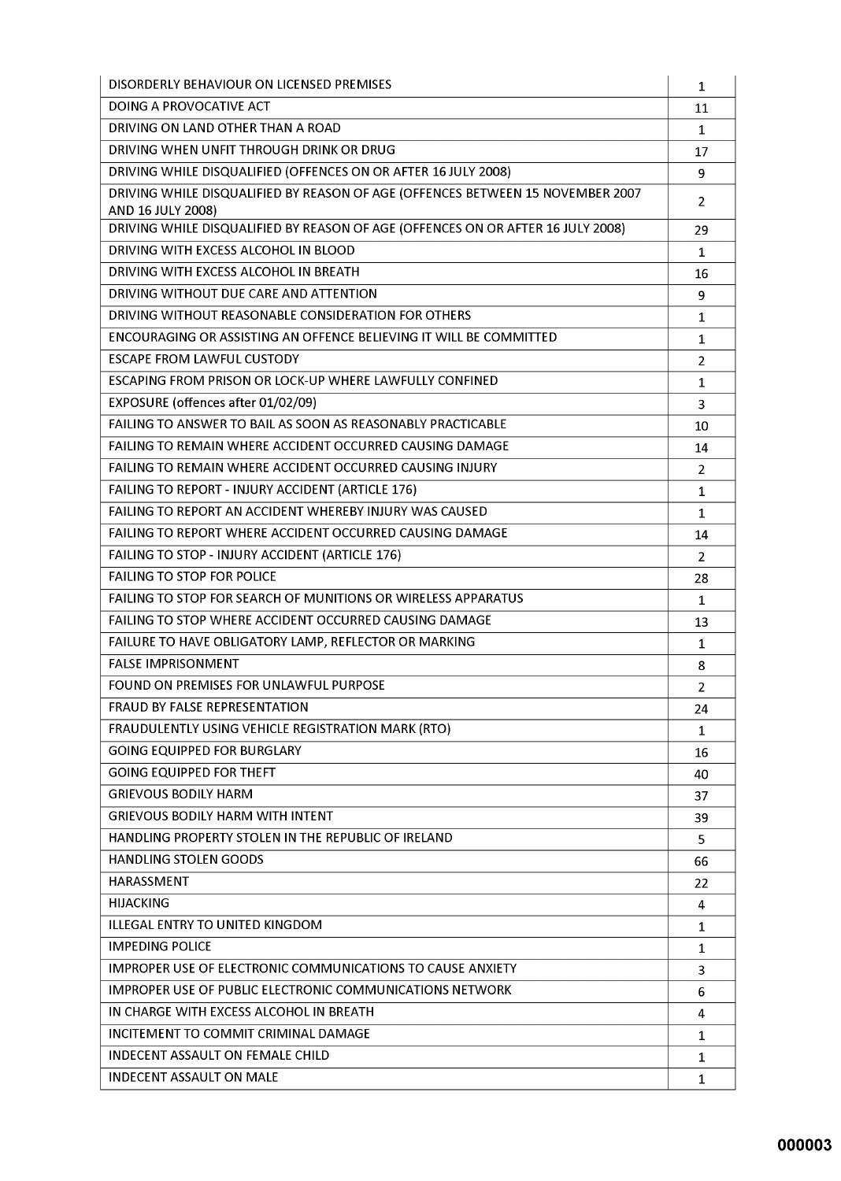| | |
|---|---|
| DISORDERLY BEHAVIOUR ON LICENSED PREMISES | 1 |
| DOING A PROVOCATIVE ACT | 11 |
| DRIVING ON LAND OTHER THAN A ROAD | 1 |
| DRIVING WHEN UNFIT THROUGH DRINK OR DRUG | 17 |
| DRIVING WHILE DISQUALIFIED (OFFENCES ON OR AFTER 16 JULY 2008) | 9 |
| DRIVING WHILE DISQUALIFIED BY REASON OF AGE (OFFENCES BETWEEN 15 NOVEMBER 2007 AND 16 JULY 2008) | 2 |
| DRIVING WHILE DISQUALIFIED BY REASON OF AGE (OFFENCES ON OR AFTER 16 JULY 2008) | 29 |
| DRIVING WITH EXCESS ALCOHOL IN BLOOD | 1 |
| DRIVING WITH EXCESS ALCOHOL IN BREATH | 16 |
| DRIVING WITHOUT DUE CARE AND ATTENTION | 9 |
| DRIVING WITHOUT REASONABLE CONSIDERATION FOR OTHERS | 1 |
| ENCOURAGING OR ASSISTING AN OFFENCE BELIEVING IT WILL BE COMMITTED | 1 |
| ESCAPE FROM LAWFUL CUSTODY | 2 |
| ESCAPING FROM PRISON OR LOCK-UP WHERE LAWFULLY CONFINED | 1 |
| EXPOSURE (offences after 01/02/09) | 3 |
| FAILING TO ANSWER TO BAIL AS SOON AS REASONABLY PRACTICABLE | 10 |
| FAILING TO REMAIN WHERE ACCIDENT OCCURRED CAUSING DAMAGE | 14 |
| FAILING TO REMAIN WHERE ACCIDENT OCCURRED CAUSING INJURY | 2 |
| FAILING TO REPORT - INJURY ACCIDENT (ARTICLE 176) | 1 |
| FAILING TO REPORT AN ACCIDENT WHEREBY INJURY WAS CAUSED | 1 |
| FAILING TO REPORT WHERE ACCIDENT OCCURRED CAUSING DAMAGE | 14 |
| FAILING TO STOP - INJURY ACCIDENT (ARTICLE 176) | 2 |
| FAILING TO STOP FOR POLICE | 28 |
| FAILING TO STOP FOR SEARCH OF MUNITIONS OR WIRELESS APPARATUS | 1 |
| FAILING TO STOP WHERE ACCIDENT OCCURRED CAUSING DAMAGE | 13 |
| FAILURE TO HAVE OBLIGATORY LAMP, REFLECTOR OR MARKING | 1 |
| FALSE IMPRISONMENT | 8 |
| FOUND ON PREMISES FOR UNLAWFUL PURPOSE | 2 |
| FRAUD BY FALSE REPRESENTATION | 24 |
| FRAUDULENTLY USING VEHICLE REGISTRATION MARK (RTO) | 1 |
| GOING EQUIPPED FOR BURGLARY | 16 |
| GOING EQUIPPED FOR THEFT | 40 |
| GRIEVOUS BODILY HARM | 37 |
| GRIEVOUS BODILY HARM WITH INTENT | 39 |
| HANDLING PROPERTY STOLEN IN THE REPUBLIC OF IRELAND | 5 |
| HANDLING STOLEN GOODS | 66 |
| HARASSMENT | 22 |
| HIJACKING | 4 |
| ILLEGAL ENTRY TO UNITED KINGDOM | 1 |
| IMPEDING POLICE | 1 |
| IMPROPER USE OF ELECTRONIC COMMUNICATIONS TO CAUSE ANXIETY | 3 |
| IMPROPER USE OF PUBLIC ELECTRONIC COMMUNICATIONS NETWORK | 6 |
| IN CHARGE WITH EXCESS ALCOHOL IN BREATH | 4 |
| INCITEMENT TO COMMIT CRIMINAL DAMAGE | 1 |
| INDECENT ASSAULT ON FEMALE CHILD | 1 |
| INDECENT ASSAULT ON MALE | 1 |

000003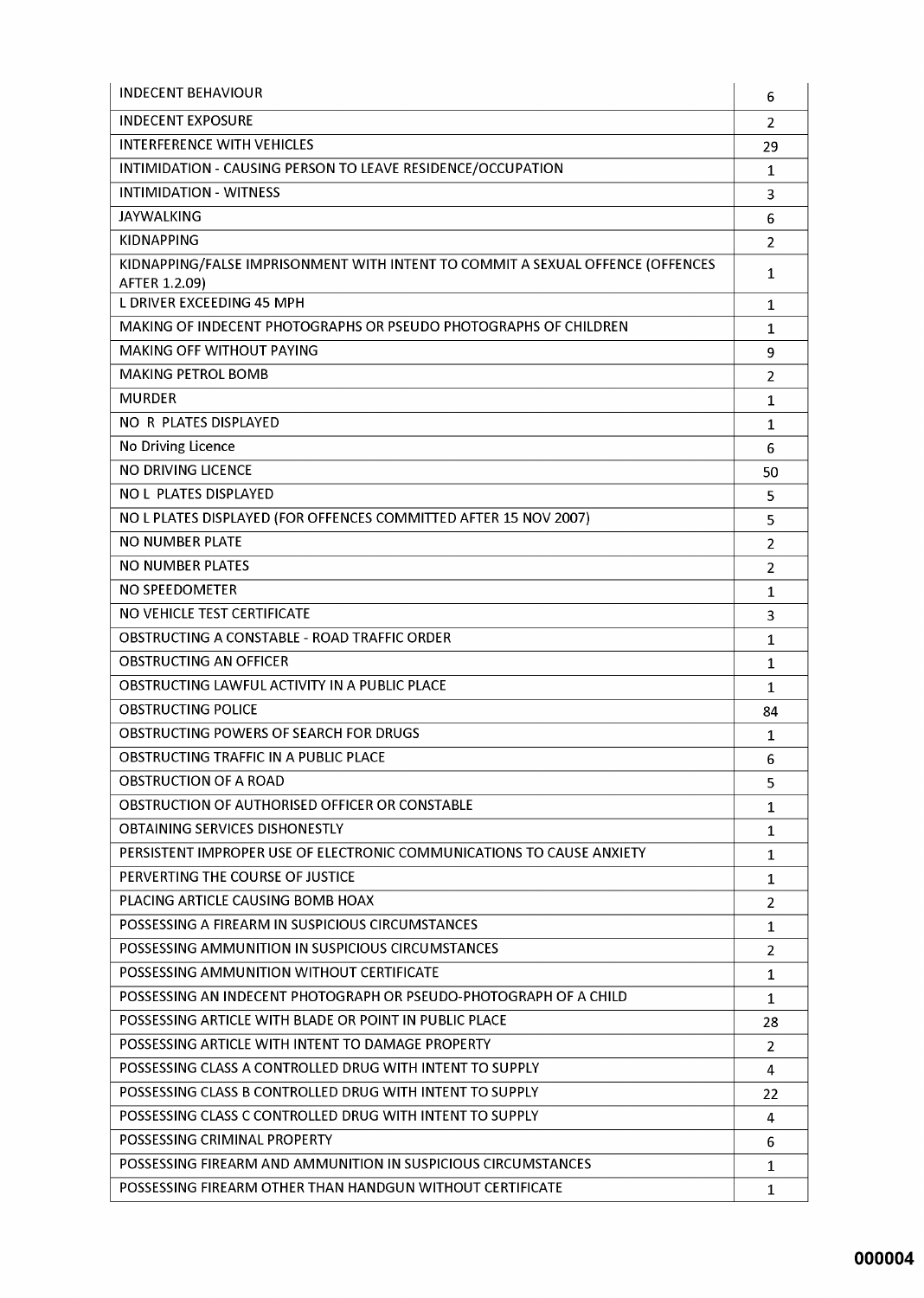| | |
|---|---|
| INDECENT BEHAVIOUR | 6 |
| INDECENT EXPOSURE | 2 |
| INTERFERENCE WITH VEHICLES | 29 |
| INTIMIDATION - CAUSING PERSON TO LEAVE RESIDENCE/OCCUPATION | 1 |
| INTIMIDATION - WITNESS | 3 |
| JAYWALKING | 6 |
| KIDNAPPING | 2 |
| KIDNAPPING/FALSE IMPRISONMENT WITH INTENT TO COMMIT A SEXUAL OFFENCE (OFFENCES AFTER 1.2.09) | 1 |
| L DRIVER EXCEEDING 45 MPH | 1 |
| MAKING OF INDECENT PHOTOGRAPHS OR PSEUDO PHOTOGRAPHS OF CHILDREN | 1 |
| MAKING OFF WITHOUT PAYING | 9 |
| MAKING PETROL BOMB | 2 |
| MURDER | 1 |
| NO R PLATES DISPLAYED | 1 |
| No Driving Licence | 6 |
| NO DRIVING LICENCE | 50 |
| NO L PLATES DISPLAYED | 5 |
| NO L PLATES DISPLAYED (FOR OFFENCES COMMITTED AFTER 15 NOV 2007) | 5 |
| NO NUMBER PLATE | 2 |
| NO NUMBER PLATES | 2 |
| NO SPEEDOMETER | 1 |
| NO VEHICLE TEST CERTIFICATE | 3 |
| OBSTRUCTING A CONSTABLE - ROAD TRAFFIC ORDER | 1 |
| OBSTRUCTING AN OFFICER | 1 |
| OBSTRUCTING LAWFUL ACTIVITY IN A PUBLIC PLACE | 1 |
| OBSTRUCTING POLICE | 84 |
| OBSTRUCTING POWERS OF SEARCH FOR DRUGS | 1 |
| OBSTRUCTING TRAFFIC IN A PUBLIC PLACE | 6 |
| OBSTRUCTION OF A ROAD | 5 |
| OBSTRUCTION OF AUTHORISED OFFICER OR CONSTABLE | 1 |
| OBTAINING SERVICES DISHONESTLY | 1 |
| PERSISTENT IMPROPER USE OF ELECTRONIC COMMUNICATIONS TO CAUSE ANXIETY | 1 |
| PERVERTING THE COURSE OF JUSTICE | 1 |
| PLACING ARTICLE CAUSING BOMB HOAX | 2 |
| POSSESSING A FIREARM IN SUSPICIOUS CIRCUMSTANCES | 1 |
| POSSESSING AMMUNITION IN SUSPICIOUS CIRCUMSTANCES | 2 |
| POSSESSING AMMUNITION WITHOUT CERTIFICATE | 1 |
| POSSESSING AN INDECENT PHOTOGRAPH OR PSEUDO-PHOTOGRAPH OF A CHILD | 1 |
| POSSESSING ARTICLE WITH BLADE OR POINT IN PUBLIC PLACE | 28 |
| POSSESSING ARTICLE WITH INTENT TO DAMAGE PROPERTY | 2 |
| POSSESSING CLASS A CONTROLLED DRUG WITH INTENT TO SUPPLY | 4 |
| POSSESSING CLASS B CONTROLLED DRUG WITH INTENT TO SUPPLY | 22 |
| POSSESSING CLASS C CONTROLLED DRUG WITH INTENT TO SUPPLY | 4 |
| POSSESSING CRIMINAL PROPERTY | 6 |
| POSSESSING FIREARM AND AMMUNITION IN SUSPICIOUS CIRCUMSTANCES | 1 |
| POSSESSING FIREARM OTHER THAN HANDGUN WITHOUT CERTIFICATE | 1 |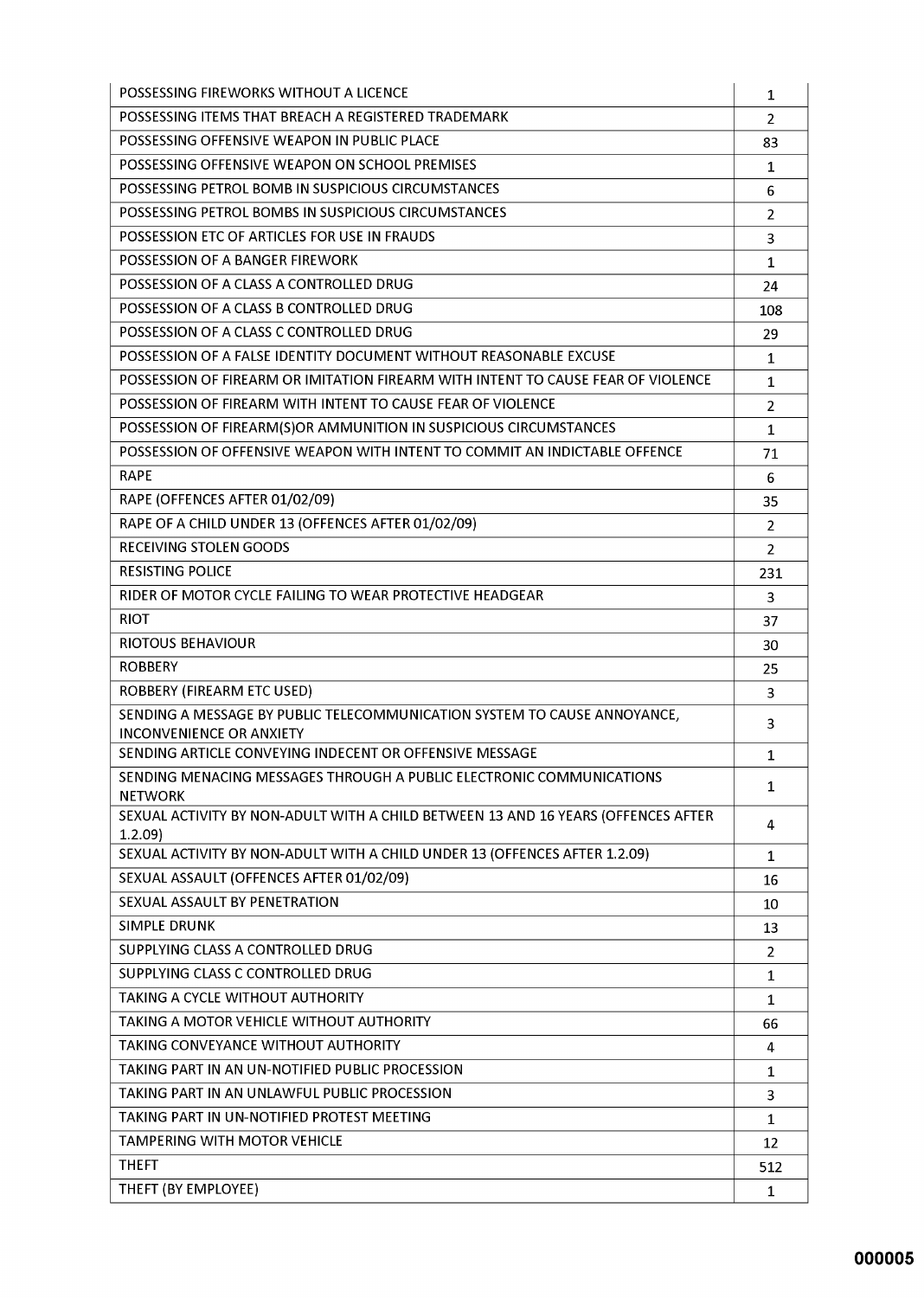| | |
|---|---|
| POSSESSING FIREWORKS WITHOUT A LICENCE | 1 |
| POSSESSING ITEMS THAT BREACH A REGISTERED TRADEMARK | 2 |
| POSSESSING OFFENSIVE WEAPON IN PUBLIC PLACE | 83 |
| POSSESSING OFFENSIVE WEAPON ON SCHOOL PREMISES | 1 |
| POSSESSING PETROL BOMB IN SUSPICIOUS CIRCUMSTANCES | 6 |
| POSSESSING PETROL BOMBS IN SUSPICIOUS CIRCUMSTANCES | 2 |
| POSSESSION ETC OF ARTICLES FOR USE IN FRAUDS | 3 |
| POSSESSION OF A BANGER FIREWORK | 1 |
| POSSESSION OF A CLASS A CONTROLLED DRUG | 24 |
| POSSESSION OF A CLASS B CONTROLLED DRUG | 108 |
| POSSESSION OF A CLASS C CONTROLLED DRUG | 29 |
| POSSESSION OF A FALSE IDENTITY DOCUMENT WITHOUT REASONABLE EXCUSE | 1 |
| POSSESSION OF FIREARM OR IMITATION FIREARM WITH INTENT TO CAUSE FEAR OF VIOLENCE | 1 |
| POSSESSION OF FIREARM WITH INTENT TO CAUSE FEAR OF VIOLENCE | 2 |
| POSSESSION OF FIREARM(S)OR AMMUNITION IN SUSPICIOUS CIRCUMSTANCES | 1 |
| POSSESSION OF OFFENSIVE WEAPON WITH INTENT TO COMMIT AN INDICTABLE OFFENCE | 71 |
| RAPE | 6 |
| RAPE (OFFENCES AFTER 01/02/09) | 35 |
| RAPE OF A CHILD UNDER 13 (OFFENCES AFTER 01/02/09) | 2 |
| RECEIVING STOLEN GOODS | 2 |
| RESISTING POLICE | 231 |
| RIDER OF MOTOR CYCLE FAILING TO WEAR PROTECTIVE HEADGEAR | 3 |
| RIOT | 37 |
| RIOTOUS BEHAVIOUR | 30 |
| ROBBERY | 25 |
| ROBBERY (FIREARM ETC USED) | 3 |
| SENDING A MESSAGE BY PUBLIC TELECOMMUNICATION SYSTEM TO CAUSE ANNOYANCE, INCONVENIENCE OR ANXIETY | 3 |
| SENDING ARTICLE CONVEYING INDECENT OR OFFENSIVE MESSAGE | 1 |
| SENDING MENACING MESSAGES THROUGH A PUBLIC ELECTRONIC COMMUNICATIONS NETWORK | 1 |
| SEXUAL ACTIVITY BY NON-ADULT WITH A CHILD BETWEEN 13 AND 16 YEARS (OFFENCES AFTER 1.2.09) | 4 |
| SEXUAL ACTIVITY BY NON-ADULT WITH A CHILD UNDER 13 (OFFENCES AFTER 1.2.09) | 1 |
| SEXUAL ASSAULT (OFFENCES AFTER 01/02/09) | 16 |
| SEXUAL ASSAULT BY PENETRATION | 10 |
| SIMPLE DRUNK | 13 |
| SUPPLYING CLASS A CONTROLLED DRUG | 2 |
| SUPPLYING CLASS C CONTROLLED DRUG | 1 |
| TAKING A CYCLE WITHOUT AUTHORITY | 1 |
| TAKING A MOTOR VEHICLE WITHOUT AUTHORITY | 66 |
| TAKING CONVEYANCE WITHOUT AUTHORITY | 4 |
| TAKING PART IN AN UN-NOTIFIED PUBLIC PROCESSION | 1 |
| TAKING PART IN AN UNLAWFUL PUBLIC PROCESSION | 3 |
| TAKING PART IN UN-NOTIFIED PROTEST MEETING | 1 |
| TAMPERING WITH MOTOR VEHICLE | 12 |
| THEFT | 512 |
| THEFT (BY EMPLOYEE) | 1 |

000005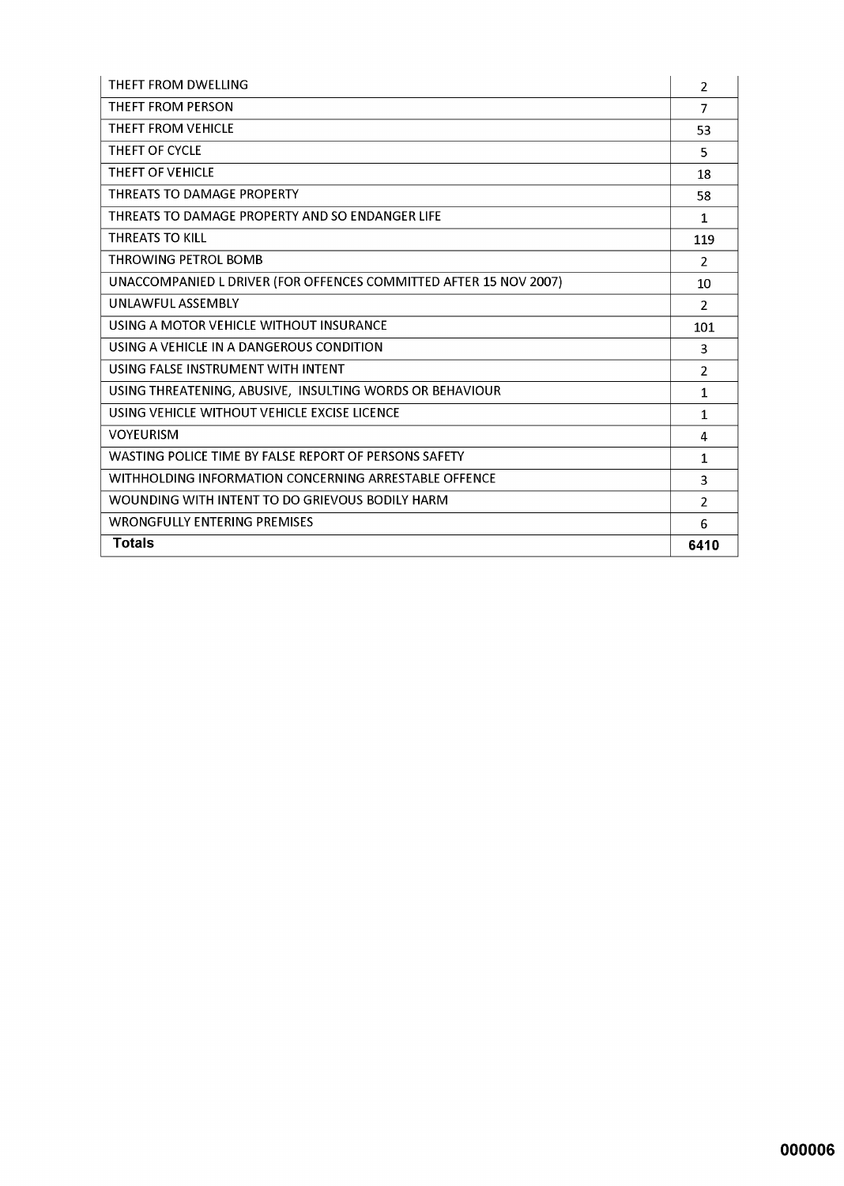| | |
|---|---|
| THEFT FROM DWELLING | 2 |
| THEFT FROM PERSON | 7 |
| THEFT FROM VEHICLE | 53 |
| THEFT OF CYCLE | 5 |
| THEFT OF VEHICLE | 18 |
| THREATS TO DAMAGE PROPERTY | 58 |
| THREATS TO DAMAGE PROPERTY AND SO ENDANGER LIFE | 1 |
| THREATS TO KILL | 119 |
| THROWING PETROL BOMB | 2 |
| UNACCOMPANIED L DRIVER (FOR OFFENCES COMMITTED AFTER 15 NOV 2007) | 10 |
| UNLAWFUL ASSEMBLY | 2 |
| USING A MOTOR VEHICLE WITHOUT INSURANCE | 101 |
| USING A VEHICLE IN A DANGEROUS CONDITION | 3 |
| USING FALSE INSTRUMENT WITH INTENT | 2 |
| USING THREATENING, ABUSIVE, INSULTING WORDS OR BEHAVIOUR | 1 |
| USING VEHICLE WITHOUT VEHICLE EXCISE LICENCE | 1 |
| VOYEURISM | 4 |
| WASTING POLICE TIME BY FALSE REPORT OF PERSONS SAFETY | 1 |
| WITHHOLDING INFORMATION CONCERNING ARRESTABLE OFFENCE | 3 |
| WOUNDING WITH INTENT TO DO GRIEVOUS BODILY HARM | 2 |
| WRONGFULLY ENTERING PREMISES | 6 |
| **Totals** | **6410** |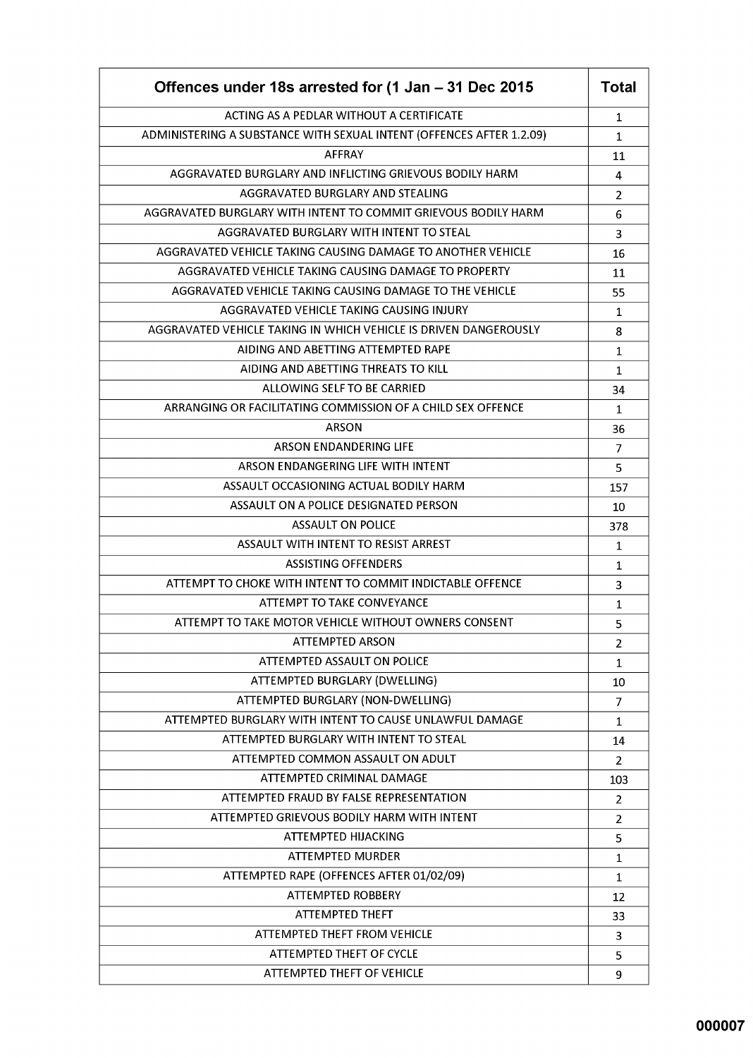| Offences under 18s arrested for (1 Jan – 31 Dec 2015 | Total |
|---|---|
| ACTING AS A PEDLAR WITHOUT A CERTIFICATE | 1 |
| ADMINISTERING A SUBSTANCE WITH SEXUAL INTENT (OFFENCES AFTER 1.2.09) | 1 |
| AFFRAY | 11 |
| AGGRAVATED BURGLARY AND INFLICTING GRIEVOUS BODILY HARM | 4 |
| AGGRAVATED BURGLARY AND STEALING | 2 |
| AGGRAVATED BURGLARY WITH INTENT TO COMMIT GRIEVOUS BODILY HARM | 6 |
| AGGRAVATED BURGLARY WITH INTENT TO STEAL | 3 |
| AGGRAVATED VEHICLE TAKING CAUSING DAMAGE TO ANOTHER VEHICLE | 16 |
| AGGRAVATED VEHICLE TAKING CAUSING DAMAGE TO PROPERTY | 11 |
| AGGRAVATED VEHICLE TAKING CAUSING DAMAGE TO THE VEHICLE | 55 |
| AGGRAVATED VEHICLE TAKING CAUSING INJURY | 1 |
| AGGRAVATED VEHICLE TAKING IN WHICH VEHICLE IS DRIVEN DANGEROUSLY | 8 |
| AIDING AND ABETTING ATTEMPTED RAPE | 1 |
| AIDING AND ABETTING THREATS TO KILL | 1 |
| ALLOWING SELF TO BE CARRIED | 34 |
| ARRANGING OR FACILITATING COMMISSION OF A CHILD SEX OFFENCE | 1 |
| ARSON | 36 |
| ARSON ENDANDERING LIFE | 7 |
| ARSON ENDANGERING LIFE WITH INTENT | 5 |
| ASSAULT OCCASIONING ACTUAL BODILY HARM | 157 |
| ASSAULT ON A POLICE DESIGNATED PERSON | 10 |
| ASSAULT ON POLICE | 378 |
| ASSAULT WITH INTENT TO RESIST ARREST | 1 |
| ASSISTING OFFENDERS | 1 |
| ATTEMPT TO CHOKE WITH INTENT TO COMMIT INDICTABLE OFFENCE | 3 |
| ATTEMPT TO TAKE CONVEYANCE | 1 |
| ATTEMPT TO TAKE MOTOR VEHICLE WITHOUT OWNERS CONSENT | 5 |
| ATTEMPTED ARSON | 2 |
| ATTEMPTED ASSAULT ON POLICE | 1 |
| ATTEMPTED BURGLARY (DWELLING) | 10 |
| ATTEMPTED BURGLARY (NON-DWELLING) | 7 |
| ATTEMPTED BURGLARY WITH INTENT TO CAUSE UNLAWFUL DAMAGE | 1 |
| ATTEMPTED BURGLARY WITH INTENT TO STEAL | 14 |
| ATTEMPTED COMMON ASSAULT ON ADULT | 2 |
| ATTEMPTED CRIMINAL DAMAGE | 103 |
| ATTEMPTED FRAUD BY FALSE REPRESENTATION | 2 |
| ATTEMPTED GRIEVOUS BODILY HARM WITH INTENT | 2 |
| ATTEMPTED HIJACKING | 5 |
| ATTEMPTED MURDER | 1 |
| ATTEMPTED RAPE (OFFENCES AFTER 01/02/09) | 1 |
| ATTEMPTED ROBBERY | 12 |
| ATTEMPTED THEFT | 33 |
| ATTEMPTED THEFT FROM VEHICLE | 3 |
| ATTEMPTED THEFT OF CYCLE | 5 |
| ATTEMPTED THEFT OF VEHICLE | 9 |

000007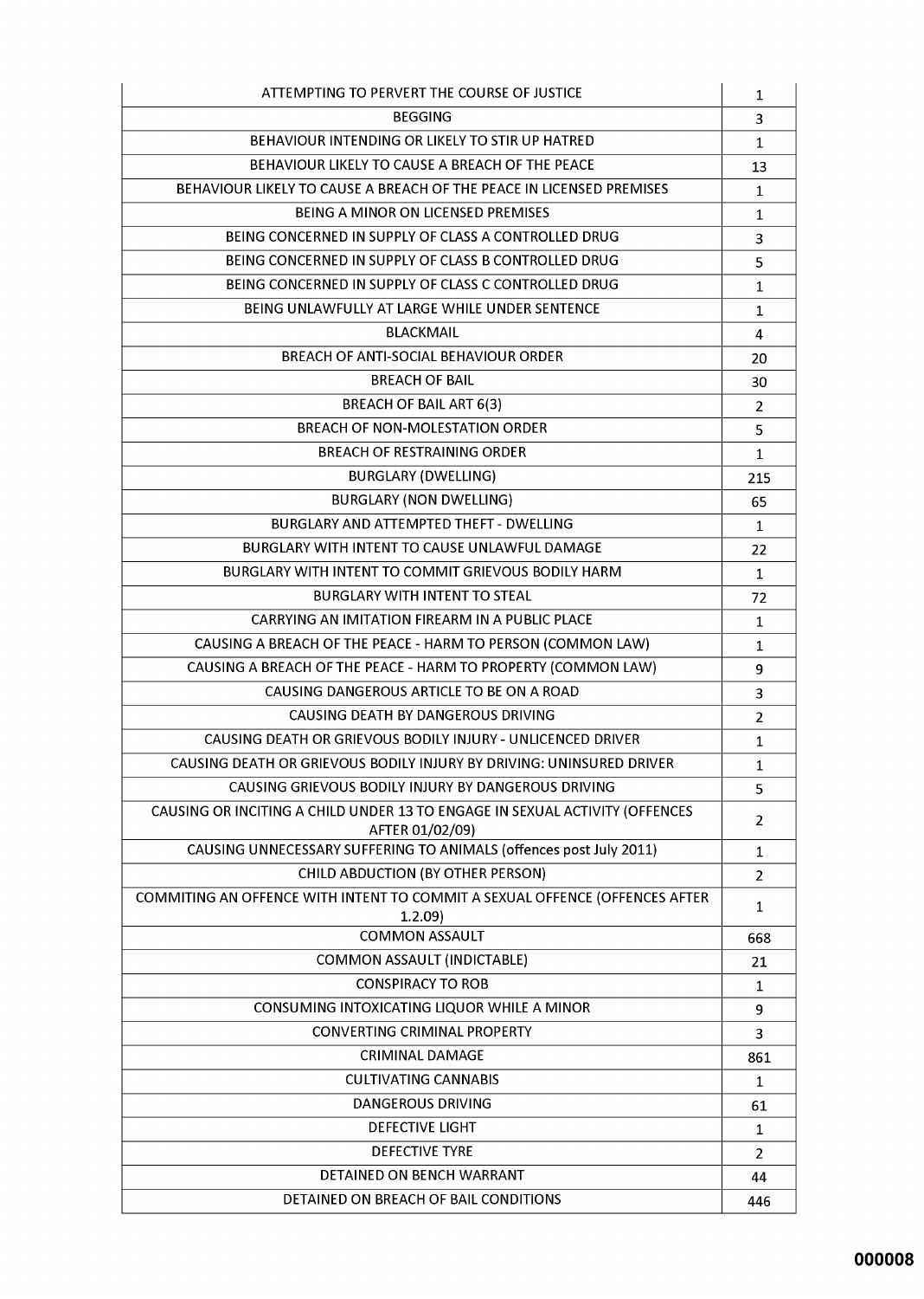| | |
|---|---|
| ATTEMPTING TO PERVERT THE COURSE OF JUSTICE | 1 |
| BEGGING | 3 |
| BEHAVIOUR INTENDING OR LIKELY TO STIR UP HATRED | 1 |
| BEHAVIOUR LIKELY TO CAUSE A BREACH OF THE PEACE | 13 |
| BEHAVIOUR LIKELY TO CAUSE A BREACH OF THE PEACE IN LICENSED PREMISES | 1 |
| BEING A MINOR ON LICENSED PREMISES | 1 |
| BEING CONCERNED IN SUPPLY OF CLASS A CONTROLLED DRUG | 3 |
| BEING CONCERNED IN SUPPLY OF CLASS B CONTROLLED DRUG | 5 |
| BEING CONCERNED IN SUPPLY OF CLASS C CONTROLLED DRUG | 1 |
| BEING UNLAWFULLY AT LARGE WHILE UNDER SENTENCE | 1 |
| BLACKMAIL | 4 |
| BREACH OF ANTI-SOCIAL BEHAVIOUR ORDER | 20 |
| BREACH OF BAIL | 30 |
| BREACH OF BAIL ART 6(3) | 2 |
| BREACH OF NON-MOLESTATION ORDER | 5 |
| BREACH OF RESTRAINING ORDER | 1 |
| BURGLARY (DWELLING) | 215 |
| BURGLARY (NON DWELLING) | 65 |
| BURGLARY AND ATTEMPTED THEFT - DWELLING | 1 |
| BURGLARY WITH INTENT TO CAUSE UNLAWFUL DAMAGE | 22 |
| BURGLARY WITH INTENT TO COMMIT GRIEVOUS BODILY HARM | 1 |
| BURGLARY WITH INTENT TO STEAL | 72 |
| CARRYING AN IMITATION FIREARM IN A PUBLIC PLACE | 1 |
| CAUSING A BREACH OF THE PEACE - HARM TO PERSON (COMMON LAW) | 1 |
| CAUSING A BREACH OF THE PEACE - HARM TO PROPERTY (COMMON LAW) | 9 |
| CAUSING DANGEROUS ARTICLE TO BE ON A ROAD | 3 |
| CAUSING DEATH BY DANGEROUS DRIVING | 2 |
| CAUSING DEATH OR GRIEVOUS BODILY INJURY - UNLICENCED DRIVER | 1 |
| CAUSING DEATH OR GRIEVOUS BODILY INJURY BY DRIVING: UNINSURED DRIVER | 1 |
| CAUSING GRIEVOUS BODILY INJURY BY DANGEROUS DRIVING | 5 |
| CAUSING OR INCITING A CHILD UNDER 13 TO ENGAGE IN SEXUAL ACTIVITY (OFFENCES AFTER 01/02/09) | 2 |
| CAUSING UNNECESSARY SUFFERING TO ANIMALS (offences post July 2011) | 1 |
| CHILD ABDUCTION (BY OTHER PERSON) | 2 |
| COMMITING AN OFFENCE WITH INTENT TO COMMIT A SEXUAL OFFENCE (OFFENCES AFTER 1.2.09) | 1 |
| COMMON ASSAULT | 668 |
| COMMON ASSAULT (INDICTABLE) | 21 |
| CONSPIRACY TO ROB | 1 |
| CONSUMING INTOXICATING LIQUOR WHILE A MINOR | 9 |
| CONVERTING CRIMINAL PROPERTY | 3 |
| CRIMINAL DAMAGE | 861 |
| CULTIVATING CANNABIS | 1 |
| DANGEROUS DRIVING | 61 |
| DEFECTIVE LIGHT | 1 |
| DEFECTIVE TYRE | 2 |
| DETAINED ON BENCH WARRANT | 44 |
| DETAINED ON BREACH OF BAIL CONDITIONS | 446 |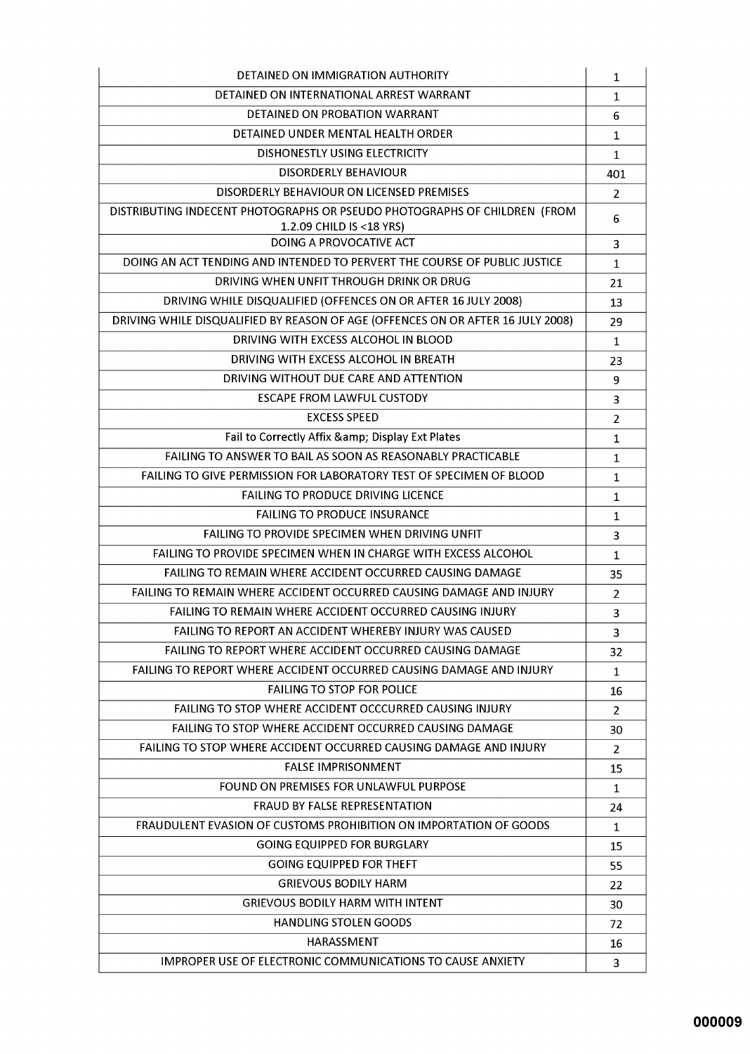| | |
|---|---|
| DETAINED ON IMMIGRATION AUTHORITY | 1 |
| DETAINED ON INTERNATIONAL ARREST WARRANT | 1 |
| DETAINED ON PROBATION WARRANT | 6 |
| DETAINED UNDER MENTAL HEALTH ORDER | 1 |
| DISHONESTLY USING ELECTRICITY | 1 |
| DISORDERLY BEHAVIOUR | 401 |
| DISORDERLY BEHAVIOUR ON LICENSED PREMISES | 2 |
| DISTRIBUTING INDECENT PHOTOGRAPHS OR PSEUDO PHOTOGRAPHS OF CHILDREN (FROM 1.2.09 CHILD IS <18 YRS) | 6 |
| DOING A PROVOCATIVE ACT | 3 |
| DOING AN ACT TENDING AND INTENDED TO PERVERT THE COURSE OF PUBLIC JUSTICE | 1 |
| DRIVING WHEN UNFIT THROUGH DRINK OR DRUG | 21 |
| DRIVING WHILE DISQUALIFIED (OFFENCES ON OR AFTER 16 JULY 2008) | 13 |
| DRIVING WHILE DISQUALIFIED BY REASON OF AGE (OFFENCES ON OR AFTER 16 JULY 2008) | 29 |
| DRIVING WITH EXCESS ALCOHOL IN BLOOD | 1 |
| DRIVING WITH EXCESS ALCOHOL IN BREATH | 23 |
| DRIVING WITHOUT DUE CARE AND ATTENTION | 9 |
| ESCAPE FROM LAWFUL CUSTODY | 3 |
| EXCESS SPEED | 2 |
| Fail to Correctly Affix &amp; Display Ext Plates | 1 |
| FAILING TO ANSWER TO BAIL AS SOON AS REASONABLY PRACTICABLE | 1 |
| FAILING TO GIVE PERMISSION FOR LABORATORY TEST OF SPECIMEN OF BLOOD | 1 |
| FAILING TO PRODUCE DRIVING LICENCE | 1 |
| FAILING TO PRODUCE INSURANCE | 1 |
| FAILING TO PROVIDE SPECIMEN WHEN DRIVING UNFIT | 3 |
| FAILING TO PROVIDE SPECIMEN WHEN IN CHARGE WITH EXCESS ALCOHOL | 1 |
| FAILING TO REMAIN WHERE ACCIDENT OCCURRED CAUSING DAMAGE | 35 |
| FAILING TO REMAIN WHERE ACCIDENT OCCURRED CAUSING DAMAGE AND INJURY | 2 |
| FAILING TO REMAIN WHERE ACCIDENT OCCURRED CAUSING INJURY | 3 |
| FAILING TO REPORT AN ACCIDENT WHEREBY INJURY WAS CAUSED | 3 |
| FAILING TO REPORT WHERE ACCIDENT OCCURRED CAUSING DAMAGE | 32 |
| FAILING TO REPORT WHERE ACCIDENT OCCURRED CAUSING DAMAGE AND INJURY | 1 |
| FAILING TO STOP FOR POLICE | 16 |
| FAILING TO STOP WHERE ACCIDENT OCCCURRED CAUSING INJURY | 2 |
| FAILING TO STOP WHERE ACCIDENT OCCURRED CAUSING DAMAGE | 30 |
| FAILING TO STOP WHERE ACCIDENT OCCURRED CAUSING DAMAGE AND INJURY | 2 |
| FALSE IMPRISONMENT | 15 |
| FOUND ON PREMISES FOR UNLAWFUL PURPOSE | 1 |
| FRAUD BY FALSE REPRESENTATION | 24 |
| FRAUDULENT EVASION OF CUSTOMS PROHIBITION ON IMPORTATION OF GOODS | 1 |
| GOING EQUIPPED FOR BURGLARY | 15 |
| GOING EQUIPPED FOR THEFT | 55 |
| GRIEVOUS BODILY HARM | 22 |
| GRIEVOUS BODILY HARM WITH INTENT | 30 |
| HANDLING STOLEN GOODS | 72 |
| HARASSMENT | 16 |
| IMPROPER USE OF ELECTRONIC COMMUNICATIONS TO CAUSE ANXIETY | 3 |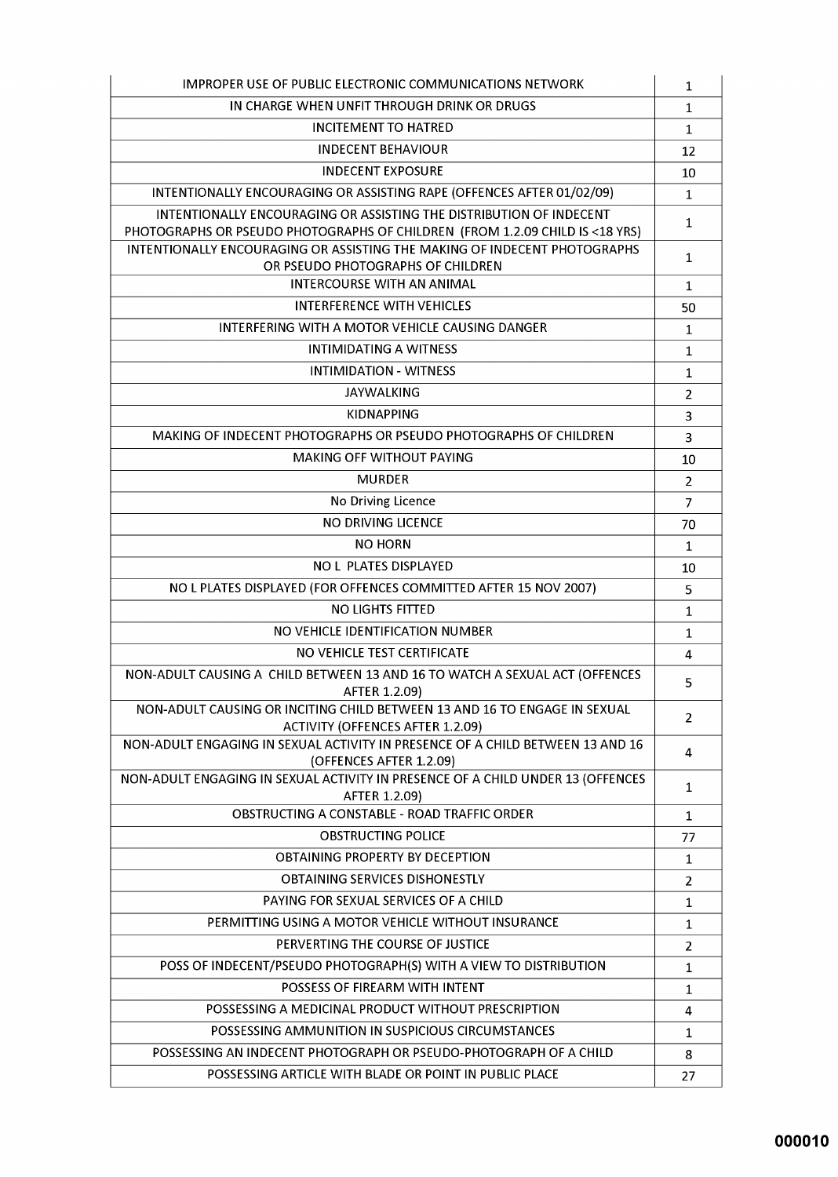| | |
|---|---|
| IMPROPER USE OF PUBLIC ELECTRONIC COMMUNICATIONS NETWORK | 1 |
| IN CHARGE WHEN UNFIT THROUGH DRINK OR DRUGS | 1 |
| INCITEMENT TO HATRED | 1 |
| INDECENT BEHAVIOUR | 12 |
| INDECENT EXPOSURE | 10 |
| INTENTIONALLY ENCOURAGING OR ASSISTING RAPE (OFFENCES AFTER 01/02/09) | 1 |
| INTENTIONALLY ENCOURAGING OR ASSISTING THE DISTRIBUTION OF INDECENT PHOTOGRAPHS OR PSEUDO PHOTOGRAPHS OF CHILDREN (FROM 1.2.09 CHILD IS <18 YRS) | 1 |
| INTENTIONALLY ENCOURAGING OR ASSISTING THE MAKING OF INDECENT PHOTOGRAPHS OR PSEUDO PHOTOGRAPHS OF CHILDREN | 1 |
| INTERCOURSE WITH AN ANIMAL | 1 |
| INTERFERENCE WITH VEHICLES | 50 |
| INTERFERING WITH A MOTOR VEHICLE CAUSING DANGER | 1 |
| INTIMIDATING A WITNESS | 1 |
| INTIMIDATION - WITNESS | 1 |
| JAYWALKING | 2 |
| KIDNAPPING | 3 |
| MAKING OF INDECENT PHOTOGRAPHS OR PSEUDO PHOTOGRAPHS OF CHILDREN | 3 |
| MAKING OFF WITHOUT PAYING | 10 |
| MURDER | 2 |
| No Driving Licence | 7 |
| NO DRIVING LICENCE | 70 |
| NO HORN | 1 |
| NO L PLATES DISPLAYED | 10 |
| NO L PLATES DISPLAYED (FOR OFFENCES COMMITTED AFTER 15 NOV 2007) | 5 |
| NO LIGHTS FITTED | 1 |
| NO VEHICLE IDENTIFICATION NUMBER | 1 |
| NO VEHICLE TEST CERTIFICATE | 4 |
| NON-ADULT CAUSING A CHILD BETWEEN 13 AND 16 TO WATCH A SEXUAL ACT (OFFENCES AFTER 1.2.09) | 5 |
| NON-ADULT CAUSING OR INCITING CHILD BETWEEN 13 AND 16 TO ENGAGE IN SEXUAL ACTIVITY (OFFENCES AFTER 1.2.09) | 2 |
| NON-ADULT ENGAGING IN SEXUAL ACTIVITY IN PRESENCE OF A CHILD BETWEEN 13 AND 16 (OFFENCES AFTER 1.2.09) | 4 |
| NON-ADULT ENGAGING IN SEXUAL ACTIVITY IN PRESENCE OF A CHILD UNDER 13 (OFFENCES AFTER 1.2.09) | 1 |
| OBSTRUCTING A CONSTABLE - ROAD TRAFFIC ORDER | 1 |
| OBSTRUCTING POLICE | 77 |
| OBTAINING PROPERTY BY DECEPTION | 1 |
| OBTAINING SERVICES DISHONESTLY | 2 |
| PAYING FOR SEXUAL SERVICES OF A CHILD | 1 |
| PERMITTING USING A MOTOR VEHICLE WITHOUT INSURANCE | 1 |
| PERVERTING THE COURSE OF JUSTICE | 2 |
| POSS OF INDECENT/PSEUDO PHOTOGRAPH(S) WITH A VIEW TO DISTRIBUTION | 1 |
| POSSESS OF FIREARM WITH INTENT | 1 |
| POSSESSING A MEDICINAL PRODUCT WITHOUT PRESCRIPTION | 4 |
| POSSESSING AMMUNITION IN SUSPICIOUS CIRCUMSTANCES | 1 |
| POSSESSING AN INDECENT PHOTOGRAPH OR PSEUDO-PHOTOGRAPH OF A CHILD | 8 |
| POSSESSING ARTICLE WITH BLADE OR POINT IN PUBLIC PLACE | 27 |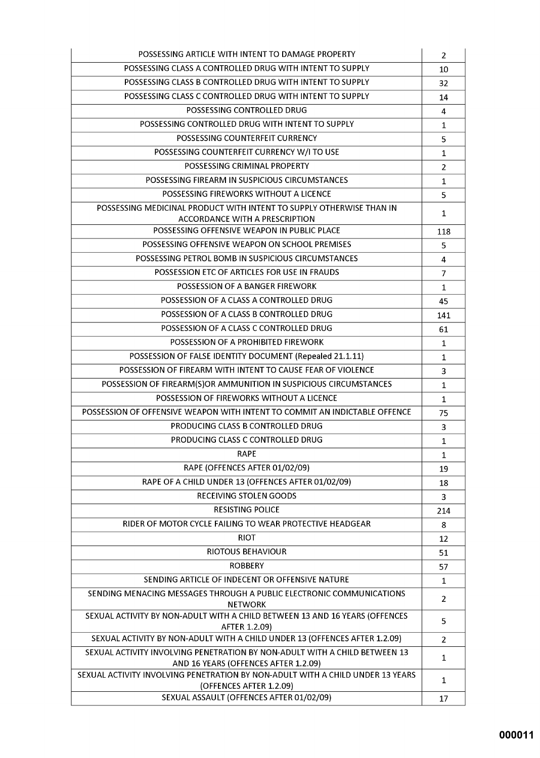| | |
|---|---|
| POSSESSING ARTICLE WITH INTENT TO DAMAGE PROPERTY | 2 |
| POSSESSING CLASS A CONTROLLED DRUG WITH INTENT TO SUPPLY | 10 |
| POSSESSING CLASS B CONTROLLED DRUG WITH INTENT TO SUPPLY | 32 |
| POSSESSING CLASS C CONTROLLED DRUG WITH INTENT TO SUPPLY | 14 |
| POSSESSING CONTROLLED DRUG | 4 |
| POSSESSING CONTROLLED DRUG WITH INTENT TO SUPPLY | 1 |
| POSSESSING COUNTERFEIT CURRENCY | 5 |
| POSSESSING COUNTERFEIT CURRENCY W/I TO USE | 1 |
| POSSESSING CRIMINAL PROPERTY | 2 |
| POSSESSING FIREARM IN SUSPICIOUS CIRCUMSTANCES | 1 |
| POSSESSING FIREWORKS WITHOUT A LICENCE | 5 |
| POSSESSING MEDICINAL PRODUCT WITH INTENT TO SUPPLY OTHERWISE THAN IN ACCORDANCE WITH A PRESCRIPTION | 1 |
| POSSESSING OFFENSIVE WEAPON IN PUBLIC PLACE | 118 |
| POSSESSING OFFENSIVE WEAPON ON SCHOOL PREMISES | 5 |
| POSSESSING PETROL BOMB IN SUSPICIOUS CIRCUMSTANCES | 4 |
| POSSESSION ETC OF ARTICLES FOR USE IN FRAUDS | 7 |
| POSSESSION OF A BANGER FIREWORK | 1 |
| POSSESSION OF A CLASS A CONTROLLED DRUG | 45 |
| POSSESSION OF A CLASS B CONTROLLED DRUG | 141 |
| POSSESSION OF A CLASS C CONTROLLED DRUG | 61 |
| POSSESSION OF A PROHIBITED FIREWORK | 1 |
| POSSESSION OF FALSE IDENTITY DOCUMENT (Repealed 21.1.11) | 1 |
| POSSESSION OF FIREARM WITH INTENT TO CAUSE FEAR OF VIOLENCE | 3 |
| POSSESSION OF FIREARM(S)OR AMMUNITION IN SUSPICIOUS CIRCUMSTANCES | 1 |
| POSSESSION OF FIREWORKS WITHOUT A LICENCE | 1 |
| POSSESSION OF OFFENSIVE WEAPON WITH INTENT TO COMMIT AN INDICTABLE OFFENCE | 75 |
| PRODUCING CLASS B CONTROLLED DRUG | 3 |
| PRODUCING CLASS C CONTROLLED DRUG | 1 |
| RAPE | 1 |
| RAPE (OFFENCES AFTER 01/02/09) | 19 |
| RAPE OF A CHILD UNDER 13 (OFFENCES AFTER 01/02/09) | 18 |
| RECEIVING STOLEN GOODS | 3 |
| RESISTING POLICE | 214 |
| RIDER OF MOTOR CYCLE FAILING TO WEAR PROTECTIVE HEADGEAR | 8 |
| RIOT | 12 |
| RIOTOUS BEHAVIOUR | 51 |
| ROBBERY | 57 |
| SENDING ARTICLE OF INDECENT OR OFFENSIVE NATURE | 1 |
| SENDING MENACING MESSAGES THROUGH A PUBLIC ELECTRONIC COMMUNICATIONS NETWORK | 2 |
| SEXUAL ACTIVITY BY NON-ADULT WITH A CHILD BETWEEN 13 AND 16 YEARS (OFFENCES AFTER 1.2.09) | 5 |
| SEXUAL ACTIVITY BY NON-ADULT WITH A CHILD UNDER 13 (OFFENCES AFTER 1.2.09) | 2 |
| SEXUAL ACTIVITY INVOLVING PENETRATION BY NON-ADULT WITH A CHILD BETWEEN 13 AND 16 YEARS (OFFENCES AFTER 1.2.09) | 1 |
| SEXUAL ACTIVITY INVOLVING PENETRATION BY NON-ADULT WITH A CHILD UNDER 13 YEARS (OFFENCES AFTER 1.2.09) | 1 |
| SEXUAL ASSAULT (OFFENCES AFTER 01/02/09) | 17 |

000011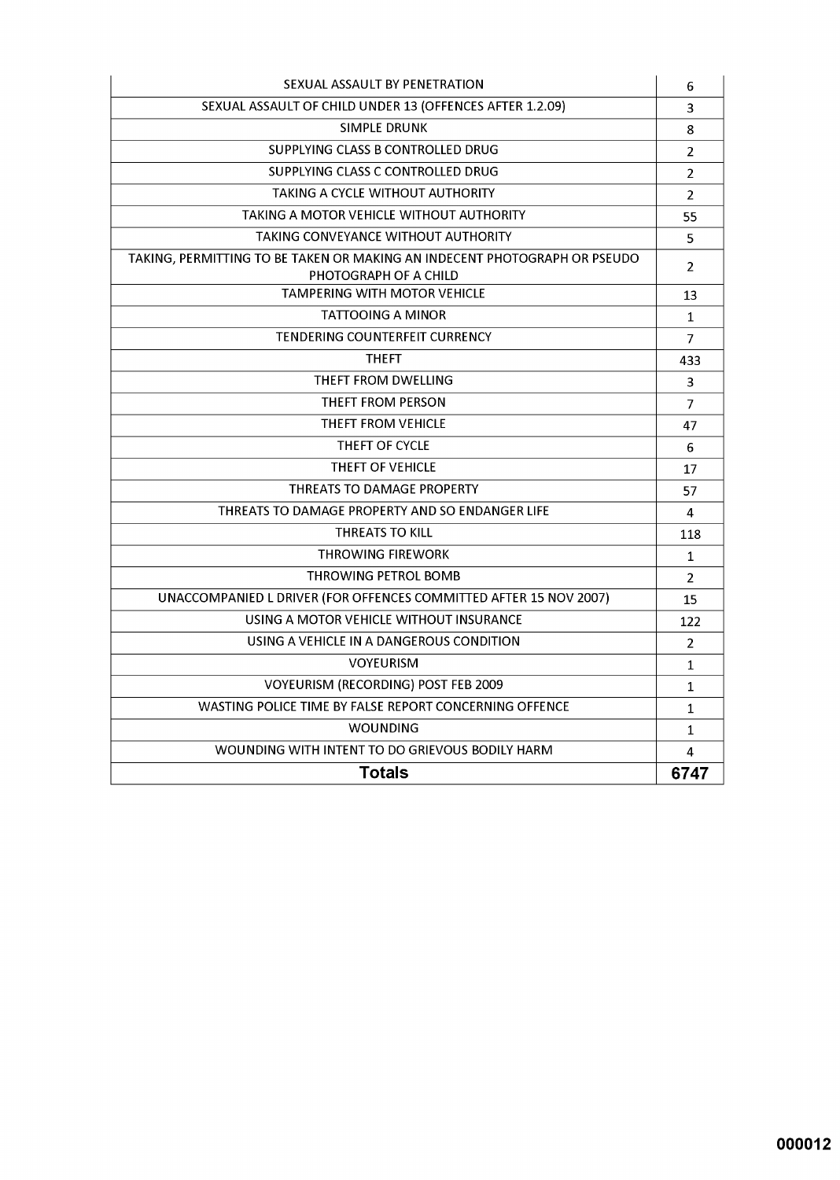| | |
|---|---|
| SEXUAL ASSAULT BY PENETRATION | 6 |
| SEXUAL ASSAULT OF CHILD UNDER 13 (OFFENCES AFTER 1.2.09) | 3 |
| SIMPLE DRUNK | 8 |
| SUPPLYING CLASS B CONTROLLED DRUG | 2 |
| SUPPLYING CLASS C CONTROLLED DRUG | 2 |
| TAKING A CYCLE WITHOUT AUTHORITY | 2 |
| TAKING A MOTOR VEHICLE WITHOUT AUTHORITY | 55 |
| TAKING CONVEYANCE WITHOUT AUTHORITY | 5 |
| TAKING, PERMITTING TO BE TAKEN OR MAKING AN INDECENT PHOTOGRAPH OR PSEUDO PHOTOGRAPH OF A CHILD | 2 |
| TAMPERING WITH MOTOR VEHICLE | 13 |
| TATTOOING A MINOR | 1 |
| TENDERING COUNTERFEIT CURRENCY | 7 |
| THEFT | 433 |
| THEFT FROM DWELLING | 3 |
| THEFT FROM PERSON | 7 |
| THEFT FROM VEHICLE | 47 |
| THEFT OF CYCLE | 6 |
| THEFT OF VEHICLE | 17 |
| THREATS TO DAMAGE PROPERTY | 57 |
| THREATS TO DAMAGE PROPERTY AND SO ENDANGER LIFE | 4 |
| THREATS TO KILL | 118 |
| THROWING FIREWORK | 1 |
| THROWING PETROL BOMB | 2 |
| UNACCOMPANIED L DRIVER (FOR OFFENCES COMMITTED AFTER 15 NOV 2007) | 15 |
| USING A MOTOR VEHICLE WITHOUT INSURANCE | 122 |
| USING A VEHICLE IN A DANGEROUS CONDITION | 2 |
| VOYEURISM | 1 |
| VOYEURISM (RECORDING) POST FEB 2009 | 1 |
| WASTING POLICE TIME BY FALSE REPORT CONCERNING OFFENCE | 1 |
| WOUNDING | 1 |
| WOUNDING WITH INTENT TO DO GRIEVOUS BODILY HARM | 4 |
| **Totals** | **6747** |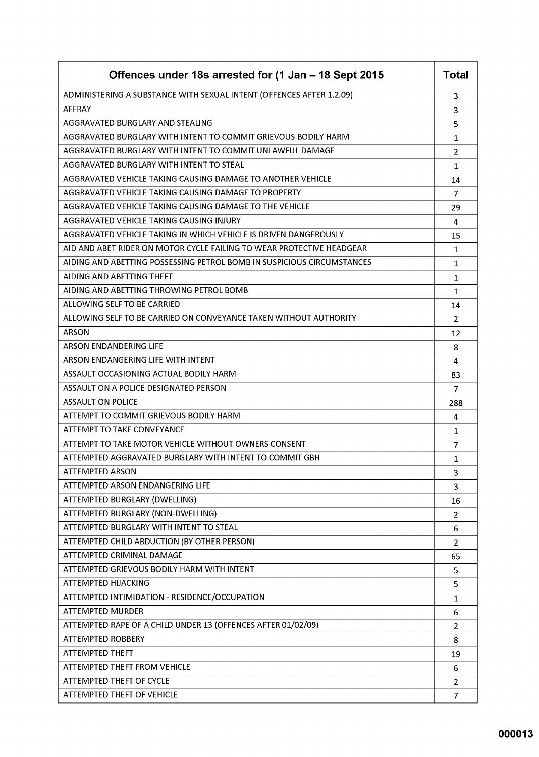| Offences under 18s arrested for (1 Jan – 18 Sept 2015 | Total |
| --- | --- |
| ADMINISTERING A SUBSTANCE WITH SEXUAL INTENT (OFFENCES AFTER 1.2.09) | 3 |
| AFFRAY | 3 |
| AGGRAVATED BURGLARY AND STEALING | 5 |
| AGGRAVATED BURGLARY WITH INTENT TO COMMIT GRIEVOUS BODILY HARM | 1 |
| AGGRAVATED BURGLARY WITH INTENT TO COMMIT UNLAWFUL DAMAGE | 2 |
| AGGRAVATED BURGLARY WITH INTENT TO STEAL | 1 |
| AGGRAVATED VEHICLE TAKING CAUSING DAMAGE TO ANOTHER VEHICLE | 14 |
| AGGRAVATED VEHICLE TAKING CAUSING DAMAGE TO PROPERTY | 7 |
| AGGRAVATED VEHICLE TAKING CAUSING DAMAGE TO THE VEHICLE | 29 |
| AGGRAVATED VEHICLE TAKING CAUSING INJURY | 4 |
| AGGRAVATED VEHICLE TAKING IN WHICH VEHICLE IS DRIVEN DANGEROUSLY | 15 |
| AID AND ABET RIDER ON MOTOR CYCLE FAILING TO WEAR PROTECTIVE HEADGEAR | 1 |
| AIDING AND ABETTING POSSESSING PETROL BOMB IN SUSPICIOUS CIRCUMSTANCES | 1 |
| AIDING AND ABETTING THEFT | 1 |
| AIDING AND ABETTING THROWING PETROL BOMB | 1 |
| ALLOWING SELF TO BE CARRIED | 14 |
| ALLOWING SELF TO BE CARRIED ON CONVEYANCE TAKEN WITHOUT AUTHORITY | 2 |
| ARSON | 12 |
| ARSON ENDANDERING LIFE | 8 |
| ARSON ENDANGERING LIFE WITH INTENT | 4 |
| ASSAULT OCCASIONING ACTUAL BODILY HARM | 83 |
| ASSAULT ON A POLICE DESIGNATED PERSON | 7 |
| ASSAULT ON POLICE | 288 |
| ATTEMPT TO COMMIT GRIEVOUS BODILY HARM | 4 |
| ATTEMPT TO TAKE CONVEYANCE | 1 |
| ATTEMPT TO TAKE MOTOR VEHICLE WITHOUT OWNERS CONSENT | 7 |
| ATTEMPTED AGGRAVATED BURGLARY WITH INTENT TO COMMIT GBH | 1 |
| ATTEMPTED ARSON | 3 |
| ATTEMPTED ARSON ENDANGERING LIFE | 3 |
| ATTEMPTED BURGLARY (DWELLING) | 16 |
| ATTEMPTED BURGLARY (NON-DWELLING) | 2 |
| ATTEMPTED BURGLARY WITH INTENT TO STEAL | 6 |
| ATTEMPTED CHILD ABDUCTION (BY OTHER PERSON) | 2 |
| ATTEMPTED CRIMINAL DAMAGE | 65 |
| ATTEMPTED GRIEVOUS BODILY HARM WITH INTENT | 5 |
| ATTEMPTED HIJACKING | 5 |
| ATTEMPTED INTIMIDATION - RESIDENCE/OCCUPATION | 1 |
| ATTEMPTED MURDER | 6 |
| ATTEMPTED RAPE OF A CHILD UNDER 13 (OFFENCES AFTER 01/02/09) | 2 |
| ATTEMPTED ROBBERY | 8 |
| ATTEMPTED THEFT | 19 |
| ATTEMPTED THEFT FROM VEHICLE | 6 |
| ATTEMPTED THEFT OF CYCLE | 2 |
| ATTEMPTED THEFT OF VEHICLE | 7 |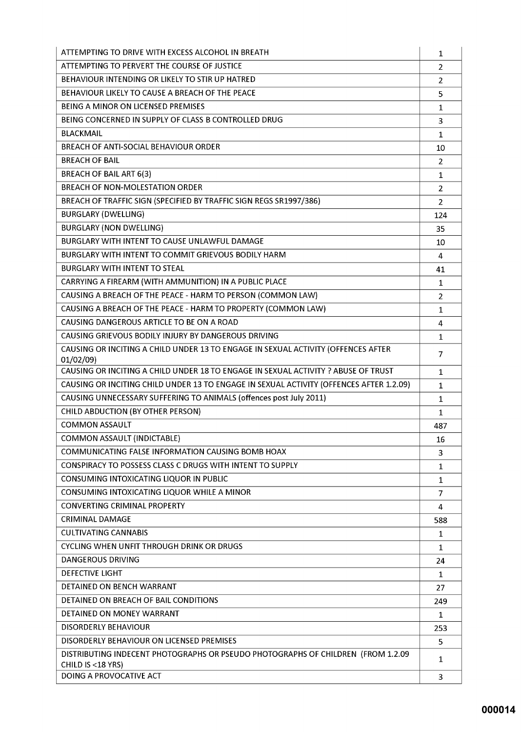| | |
|---|---|
| ATTEMPTING TO DRIVE WITH EXCESS ALCOHOL IN BREATH | 1 |
| ATTEMPTING TO PERVERT THE COURSE OF JUSTICE | 2 |
| BEHAVIOUR INTENDING OR LIKELY TO STIR UP HATRED | 2 |
| BEHAVIOUR LIKELY TO CAUSE A BREACH OF THE PEACE | 5 |
| BEING A MINOR ON LICENSED PREMISES | 1 |
| BEING CONCERNED IN SUPPLY OF CLASS B CONTROLLED DRUG | 3 |
| BLACKMAIL | 1 |
| BREACH OF ANTI-SOCIAL BEHAVIOUR ORDER | 10 |
| BREACH OF BAIL | 2 |
| BREACH OF BAIL ART 6(3) | 1 |
| BREACH OF NON-MOLESTATION ORDER | 2 |
| BREACH OF TRAFFIC SIGN (SPECIFIED BY TRAFFIC SIGN REGS SR1997/386) | 2 |
| BURGLARY (DWELLING) | 124 |
| BURGLARY (NON DWELLING) | 35 |
| BURGLARY WITH INTENT TO CAUSE UNLAWFUL DAMAGE | 10 |
| BURGLARY WITH INTENT TO COMMIT GRIEVOUS BODILY HARM | 4 |
| BURGLARY WITH INTENT TO STEAL | 41 |
| CARRYING A FIREARM (WITH AMMUNITION) IN A PUBLIC PLACE | 1 |
| CAUSING A BREACH OF THE PEACE - HARM TO PERSON (COMMON LAW) | 2 |
| CAUSING A BREACH OF THE PEACE - HARM TO PROPERTY (COMMON LAW) | 1 |
| CAUSING DANGEROUS ARTICLE TO BE ON A ROAD | 4 |
| CAUSING GRIEVOUS BODILY INJURY BY DANGEROUS DRIVING | 1 |
| CAUSING OR INCITING A CHILD UNDER 13 TO ENGAGE IN SEXUAL ACTIVITY (OFFENCES AFTER 01/02/09) | 7 |
| CAUSING OR INCITING A CHILD UNDER 18 TO ENGAGE IN SEXUAL ACTIVITY ? ABUSE OF TRUST | 1 |
| CAUSING OR INCITING CHILD UNDER 13 TO ENGAGE IN SEXUAL ACTIVITY (OFFENCES AFTER 1.2.09) | 1 |
| CAUSING UNNECESSARY SUFFERING TO ANIMALS (offences post July 2011) | 1 |
| CHILD ABDUCTION (BY OTHER PERSON) | 1 |
| COMMON ASSAULT | 487 |
| COMMON ASSAULT (INDICTABLE) | 16 |
| COMMUNICATING FALSE INFORMATION CAUSING BOMB HOAX | 3 |
| CONSPIRACY TO POSSESS CLASS C DRUGS WITH INTENT TO SUPPLY | 1 |
| CONSUMING INTOXICATING LIQUOR IN PUBLIC | 1 |
| CONSUMING INTOXICATING LIQUOR WHILE A MINOR | 7 |
| CONVERTING CRIMINAL PROPERTY | 4 |
| CRIMINAL DAMAGE | 588 |
| CULTIVATING CANNABIS | 1 |
| CYCLING WHEN UNFIT THROUGH DRINK OR DRUGS | 1 |
| DANGEROUS DRIVING | 24 |
| DEFECTIVE LIGHT | 1 |
| DETAINED ON BENCH WARRANT | 27 |
| DETAINED ON BREACH OF BAIL CONDITIONS | 249 |
| DETAINED ON MONEY WARRANT | 1 |
| DISORDERLY BEHAVIOUR | 253 |
| DISORDERLY BEHAVIOUR ON LICENSED PREMISES | 5 |
| DISTRIBUTING INDECENT PHOTOGRAPHS OR PSEUDO PHOTOGRAPHS OF CHILDREN (FROM 1.2.09 CHILD IS <18 YRS) | 1 |
| DOING A PROVOCATIVE ACT | 3 |

000014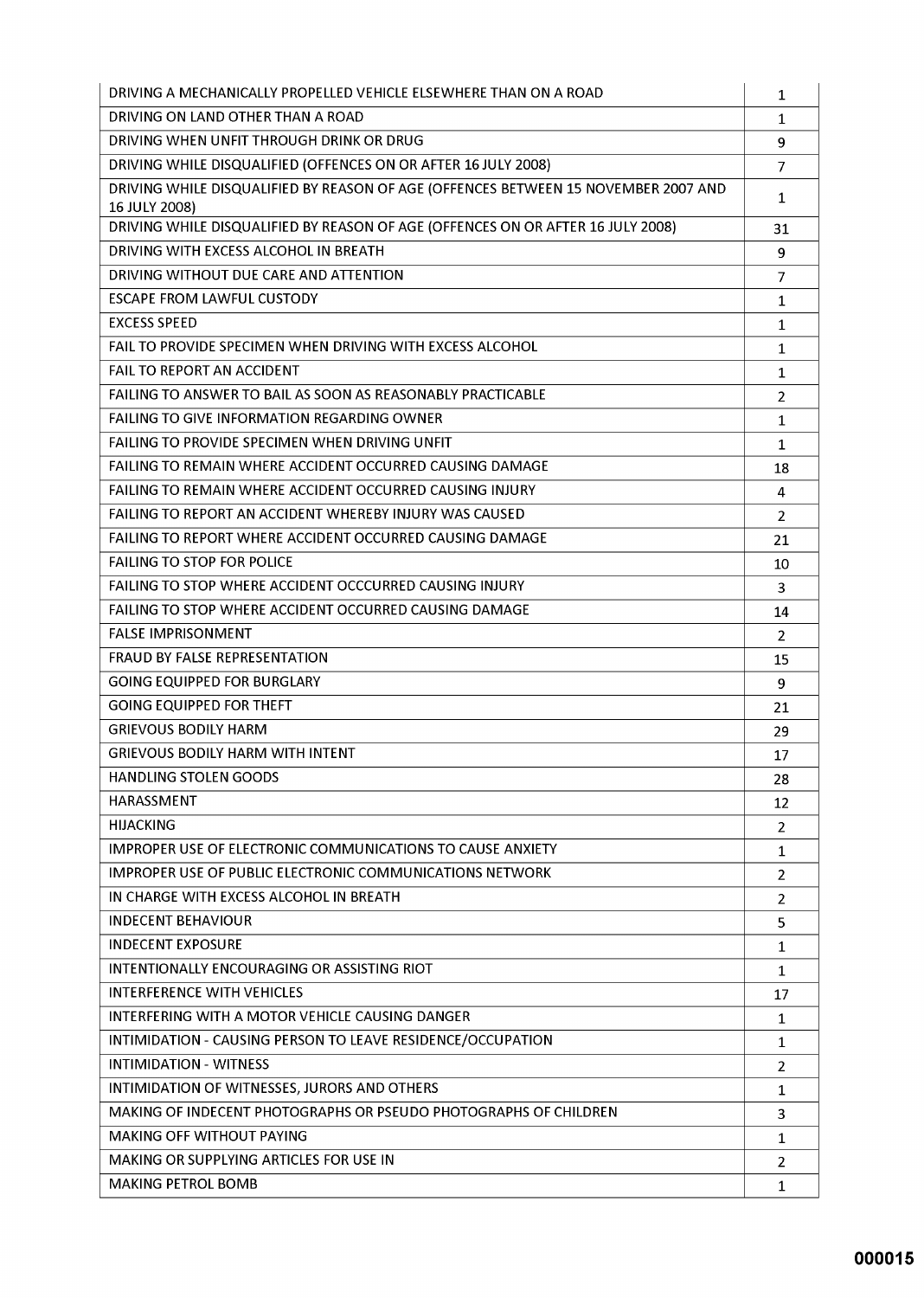| | |
|---|---|
| DRIVING A MECHANICALLY PROPELLED VEHICLE ELSEWHERE THAN ON A ROAD | 1 |
| DRIVING ON LAND OTHER THAN A ROAD | 1 |
| DRIVING WHEN UNFIT THROUGH DRINK OR DRUG | 9 |
| DRIVING WHILE DISQUALIFIED (OFFENCES ON OR AFTER 16 JULY 2008) | 7 |
| DRIVING WHILE DISQUALIFIED BY REASON OF AGE (OFFENCES BETWEEN 15 NOVEMBER 2007 AND 16 JULY 2008) | 1 |
| DRIVING WHILE DISQUALIFIED BY REASON OF AGE (OFFENCES ON OR AFTER 16 JULY 2008) | 31 |
| DRIVING WITH EXCESS ALCOHOL IN BREATH | 9 |
| DRIVING WITHOUT DUE CARE AND ATTENTION | 7 |
| ESCAPE FROM LAWFUL CUSTODY | 1 |
| EXCESS SPEED | 1 |
| FAIL TO PROVIDE SPECIMEN WHEN DRIVING WITH EXCESS ALCOHOL | 1 |
| FAIL TO REPORT AN ACCIDENT | 1 |
| FAILING TO ANSWER TO BAIL AS SOON AS REASONABLY PRACTICABLE | 2 |
| FAILING TO GIVE INFORMATION REGARDING OWNER | 1 |
| FAILING TO PROVIDE SPECIMEN WHEN DRIVING UNFIT | 1 |
| FAILING TO REMAIN WHERE ACCIDENT OCCURRED CAUSING DAMAGE | 18 |
| FAILING TO REMAIN WHERE ACCIDENT OCCURRED CAUSING INJURY | 4 |
| FAILING TO REPORT AN ACCIDENT WHEREBY INJURY WAS CAUSED | 2 |
| FAILING TO REPORT WHERE ACCIDENT OCCURRED CAUSING DAMAGE | 21 |
| FAILING TO STOP FOR POLICE | 10 |
| FAILING TO STOP WHERE ACCIDENT OCCCURRED CAUSING INJURY | 3 |
| FAILING TO STOP WHERE ACCIDENT OCCURRED CAUSING DAMAGE | 14 |
| FALSE IMPRISONMENT | 2 |
| FRAUD BY FALSE REPRESENTATION | 15 |
| GOING EQUIPPED FOR BURGLARY | 9 |
| GOING EQUIPPED FOR THEFT | 21 |
| GRIEVOUS BODILY HARM | 29 |
| GRIEVOUS BODILY HARM WITH INTENT | 17 |
| HANDLING STOLEN GOODS | 28 |
| HARASSMENT | 12 |
| HIJACKING | 2 |
| IMPROPER USE OF ELECTRONIC COMMUNICATIONS TO CAUSE ANXIETY | 1 |
| IMPROPER USE OF PUBLIC ELECTRONIC COMMUNICATIONS NETWORK | 2 |
| IN CHARGE WITH EXCESS ALCOHOL IN BREATH | 2 |
| INDECENT BEHAVIOUR | 5 |
| INDECENT EXPOSURE | 1 |
| INTENTIONALLY ENCOURAGING OR ASSISTING RIOT | 1 |
| INTERFERENCE WITH VEHICLES | 17 |
| INTERFERING WITH A MOTOR VEHICLE CAUSING DANGER | 1 |
| INTIMIDATION - CAUSING PERSON TO LEAVE RESIDENCE/OCCUPATION | 1 |
| INTIMIDATION - WITNESS | 2 |
| INTIMIDATION OF WITNESSES, JURORS AND OTHERS | 1 |
| MAKING OF INDECENT PHOTOGRAPHS OR PSEUDO PHOTOGRAPHS OF CHILDREN | 3 |
| MAKING OFF WITHOUT PAYING | 1 |
| MAKING OR SUPPLYING ARTICLES FOR USE IN | 2 |
| MAKING PETROL BOMB | 1 |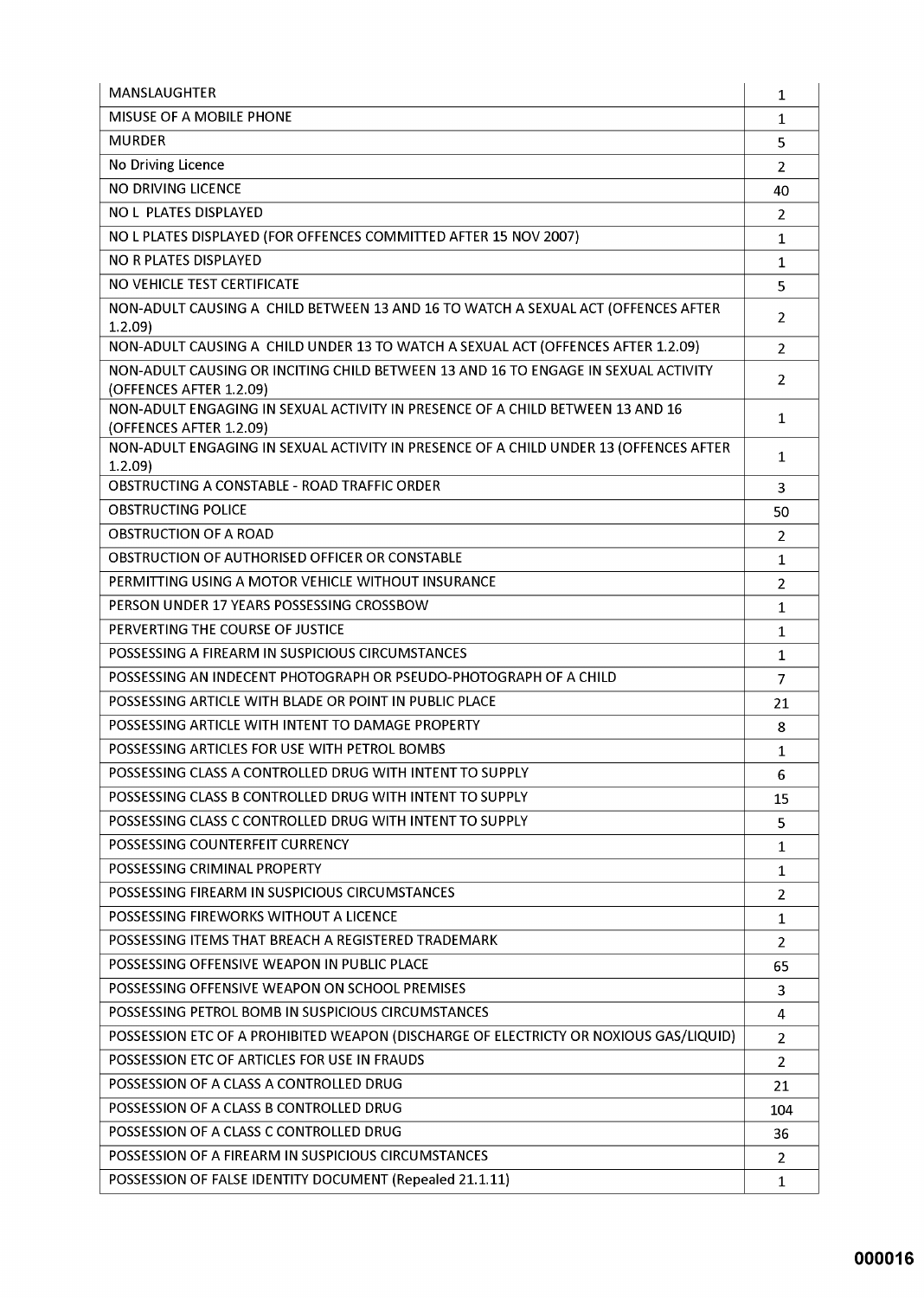| | |
|---|---|
| MANSLAUGHTER | 1 |
| MISUSE OF A MOBILE PHONE | 1 |
| MURDER | 5 |
| No Driving Licence | 2 |
| NO DRIVING LICENCE | 40 |
| NO L PLATES DISPLAYED | 2 |
| NO L PLATES DISPLAYED (FOR OFFENCES COMMITTED AFTER 15 NOV 2007) | 1 |
| NO R PLATES DISPLAYED | 1 |
| NO VEHICLE TEST CERTIFICATE | 5 |
| NON-ADULT CAUSING A CHILD BETWEEN 13 AND 16 TO WATCH A SEXUAL ACT (OFFENCES AFTER 1.2.09) | 2 |
| NON-ADULT CAUSING A CHILD UNDER 13 TO WATCH A SEXUAL ACT (OFFENCES AFTER 1.2.09) | 2 |
| NON-ADULT CAUSING OR INCITING CHILD BETWEEN 13 AND 16 TO ENGAGE IN SEXUAL ACTIVITY (OFFENCES AFTER 1.2.09) | 2 |
| NON-ADULT ENGAGING IN SEXUAL ACTIVITY IN PRESENCE OF A CHILD BETWEEN 13 AND 16 (OFFENCES AFTER 1.2.09) | 1 |
| NON-ADULT ENGAGING IN SEXUAL ACTIVITY IN PRESENCE OF A CHILD UNDER 13 (OFFENCES AFTER 1.2.09) | 1 |
| OBSTRUCTING A CONSTABLE - ROAD TRAFFIC ORDER | 3 |
| OBSTRUCTING POLICE | 50 |
| OBSTRUCTION OF A ROAD | 2 |
| OBSTRUCTION OF AUTHORISED OFFICER OR CONSTABLE | 1 |
| PERMITTING USING A MOTOR VEHICLE WITHOUT INSURANCE | 2 |
| PERSON UNDER 17 YEARS POSSESSING CROSSBOW | 1 |
| PERVERTING THE COURSE OF JUSTICE | 1 |
| POSSESSING A FIREARM IN SUSPICIOUS CIRCUMSTANCES | 1 |
| POSSESSING AN INDECENT PHOTOGRAPH OR PSEUDO-PHOTOGRAPH OF A CHILD | 7 |
| POSSESSING ARTICLE WITH BLADE OR POINT IN PUBLIC PLACE | 21 |
| POSSESSING ARTICLE WITH INTENT TO DAMAGE PROPERTY | 8 |
| POSSESSING ARTICLES FOR USE WITH PETROL BOMBS | 1 |
| POSSESSING CLASS A CONTROLLED DRUG WITH INTENT TO SUPPLY | 6 |
| POSSESSING CLASS B CONTROLLED DRUG WITH INTENT TO SUPPLY | 15 |
| POSSESSING CLASS C CONTROLLED DRUG WITH INTENT TO SUPPLY | 5 |
| POSSESSING COUNTERFEIT CURRENCY | 1 |
| POSSESSING CRIMINAL PROPERTY | 1 |
| POSSESSING FIREARM IN SUSPICIOUS CIRCUMSTANCES | 2 |
| POSSESSING FIREWORKS WITHOUT A LICENCE | 1 |
| POSSESSING ITEMS THAT BREACH A REGISTERED TRADEMARK | 2 |
| POSSESSING OFFENSIVE WEAPON IN PUBLIC PLACE | 65 |
| POSSESSING OFFENSIVE WEAPON ON SCHOOL PREMISES | 3 |
| POSSESSING PETROL BOMB IN SUSPICIOUS CIRCUMSTANCES | 4 |
| POSSESSION ETC OF A PROHIBITED WEAPON (DISCHARGE OF ELECTRICTY OR NOXIOUS GAS/LIQUID) | 2 |
| POSSESSION ETC OF ARTICLES FOR USE IN FRAUDS | 2 |
| POSSESSION OF A CLASS A CONTROLLED DRUG | 21 |
| POSSESSION OF A CLASS B CONTROLLED DRUG | 104 |
| POSSESSION OF A CLASS C CONTROLLED DRUG | 36 |
| POSSESSION OF A FIREARM IN SUSPICIOUS CIRCUMSTANCES | 2 |
| POSSESSION OF FALSE IDENTITY DOCUMENT (Repealed 21.1.11) | 1 |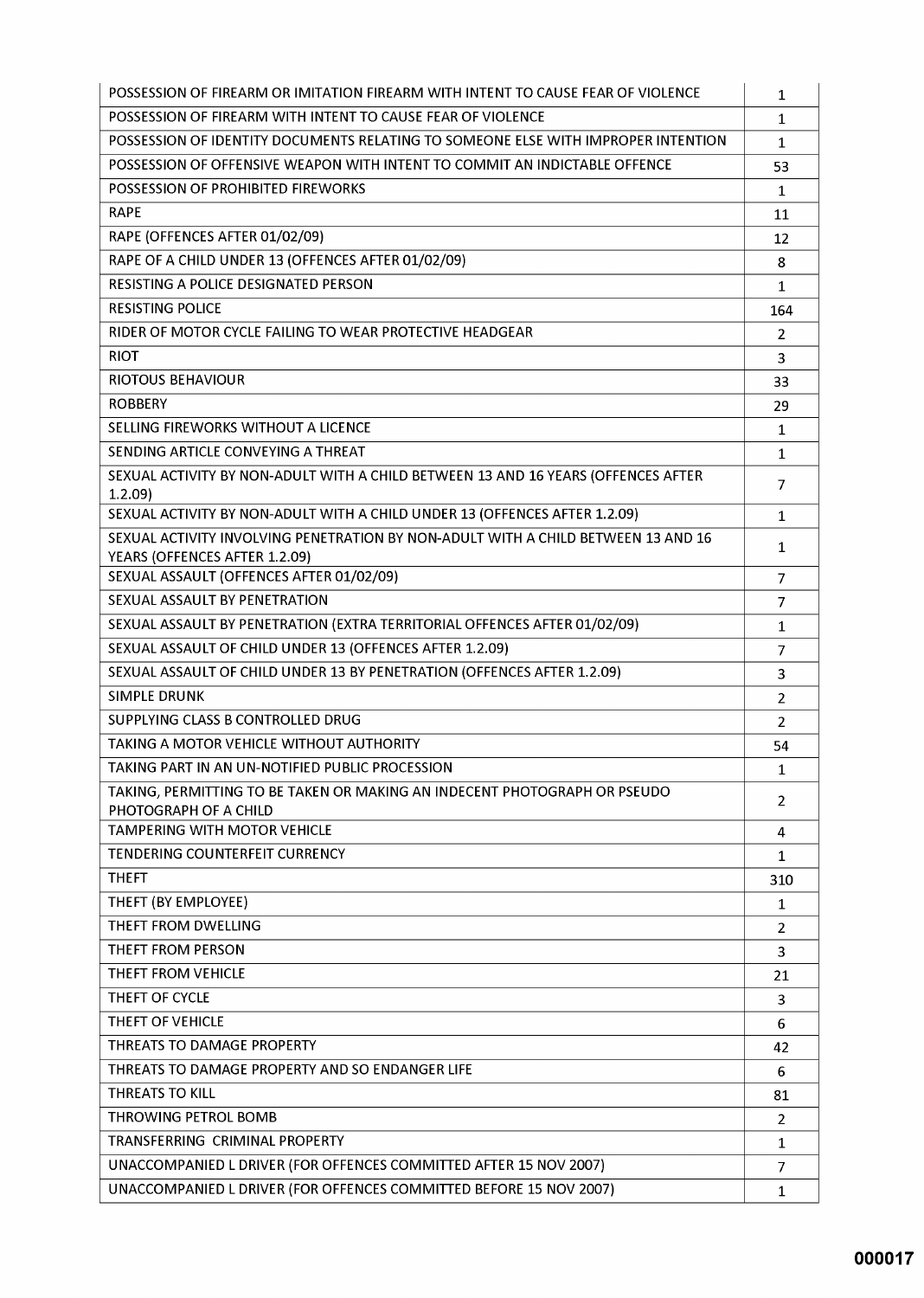| | |
|---|---|
| POSSESSION OF FIREARM OR IMITATION FIREARM WITH INTENT TO CAUSE FEAR OF VIOLENCE | 1 |
| POSSESSION OF FIREARM WITH INTENT TO CAUSE FEAR OF VIOLENCE | 1 |
| POSSESSION OF IDENTITY DOCUMENTS RELATING TO SOMEONE ELSE WITH IMPROPER INTENTION | 1 |
| POSSESSION OF OFFENSIVE WEAPON WITH INTENT TO COMMIT AN INDICTABLE OFFENCE | 53 |
| POSSESSION OF PROHIBITED FIREWORKS | 1 |
| RAPE | 11 |
| RAPE (OFFENCES AFTER 01/02/09) | 12 |
| RAPE OF A CHILD UNDER 13 (OFFENCES AFTER 01/02/09) | 8 |
| RESISTING A POLICE DESIGNATED PERSON | 1 |
| RESISTING POLICE | 164 |
| RIDER OF MOTOR CYCLE FAILING TO WEAR PROTECTIVE HEADGEAR | 2 |
| RIOT | 3 |
| RIOTOUS BEHAVIOUR | 33 |
| ROBBERY | 29 |
| SELLING FIREWORKS WITHOUT A LICENCE | 1 |
| SENDING ARTICLE CONVEYING A THREAT | 1 |
| SEXUAL ACTIVITY BY NON-ADULT WITH A CHILD BETWEEN 13 AND 16 YEARS (OFFENCES AFTER 1.2.09) | 7 |
| SEXUAL ACTIVITY BY NON-ADULT WITH A CHILD UNDER 13 (OFFENCES AFTER 1.2.09) | 1 |
| SEXUAL ACTIVITY INVOLVING PENETRATION BY NON-ADULT WITH A CHILD BETWEEN 13 AND 16 YEARS (OFFENCES AFTER 1.2.09) | 1 |
| SEXUAL ASSAULT (OFFENCES AFTER 01/02/09) | 7 |
| SEXUAL ASSAULT BY PENETRATION | 7 |
| SEXUAL ASSAULT BY PENETRATION (EXTRA TERRITORIAL OFFENCES AFTER 01/02/09) | 1 |
| SEXUAL ASSAULT OF CHILD UNDER 13 (OFFENCES AFTER 1.2.09) | 7 |
| SEXUAL ASSAULT OF CHILD UNDER 13 BY PENETRATION (OFFENCES AFTER 1.2.09) | 3 |
| SIMPLE DRUNK | 2 |
| SUPPLYING CLASS B CONTROLLED DRUG | 2 |
| TAKING A MOTOR VEHICLE WITHOUT AUTHORITY | 54 |
| TAKING PART IN AN UN-NOTIFIED PUBLIC PROCESSION | 1 |
| TAKING, PERMITTING TO BE TAKEN OR MAKING AN INDECENT PHOTOGRAPH OR PSEUDO PHOTOGRAPH OF A CHILD | 2 |
| TAMPERING WITH MOTOR VEHICLE | 4 |
| TENDERING COUNTERFEIT CURRENCY | 1 |
| THEFT | 310 |
| THEFT (BY EMPLOYEE) | 1 |
| THEFT FROM DWELLING | 2 |
| THEFT FROM PERSON | 3 |
| THEFT FROM VEHICLE | 21 |
| THEFT OF CYCLE | 3 |
| THEFT OF VEHICLE | 6 |
| THREATS TO DAMAGE PROPERTY | 42 |
| THREATS TO DAMAGE PROPERTY AND SO ENDANGER LIFE | 6 |
| THREATS TO KILL | 81 |
| THROWING PETROL BOMB | 2 |
| TRANSFERRING CRIMINAL PROPERTY | 1 |
| UNACCOMPANIED L DRIVER (FOR OFFENCES COMMITTED AFTER 15 NOV 2007) | 7 |
| UNACCOMPANIED L DRIVER (FOR OFFENCES COMMITTED BEFORE 15 NOV 2007) | 1 |

000017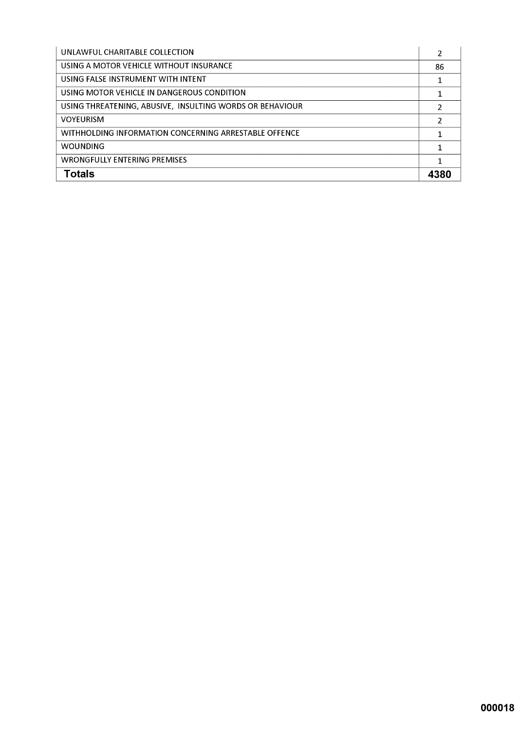| | |
|---|---|
| UNLAWFUL CHARITABLE COLLECTION | 2 |
| USING A MOTOR VEHICLE WITHOUT INSURANCE | 86 |
| USING FALSE INSTRUMENT WITH INTENT | 1 |
| USING MOTOR VEHICLE IN DANGEROUS CONDITION | 1 |
| USING THREATENING, ABUSIVE, INSULTING WORDS OR BEHAVIOUR | 2 |
| VOYEURISM | 2 |
| WITHHOLDING INFORMATION CONCERNING ARRESTABLE OFFENCE | 1 |
| WOUNDING | 1 |
| WRONGFULLY ENTERING PREMISES | 1 |
| **Totals** | **4380** |

000018